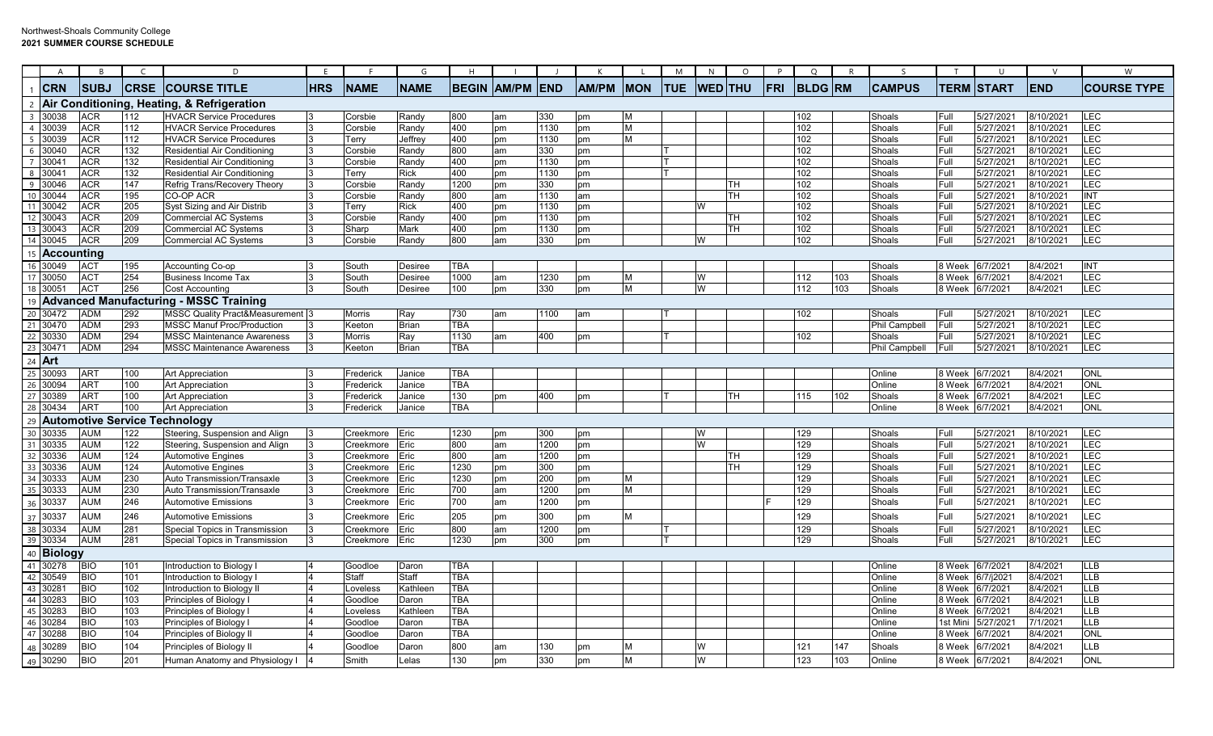Northwest-Shoals Community College
**2021 SUMMER COURSE SCHEDULE**

| CRN | SUBJ | CRSE | COURSE TITLE | HRS | NAME | NAME | BEGIN | AM/PM | END | AM/PM | MON | TUE | WED | THU | FRI | BLDG | RM | CAMPUS | TERM | START | END | COURSE TYPE |
|---|---|---|---|---|---|---|---|---|---|---|---|---|---|---|---|---|---|---|---|---|---|---|
| **Air Conditioning, Heating, & Refrigeration** | | | | | | | | | | | | | | | | | | | | | | |
| 30038 | ACR | 112 | HVACR Service Procedures | 3 | Corsbie | Randy | 800 | am | 330 | pm | M | | | | | 102 | | Shoals | Full | 5/27/2021 | 8/10/2021 | LEC |
| 30039 | ACR | 112 | HVACR Service Procedures | 3 | Corsbie | Randy | 400 | pm | 1130 | pm | M | | | | | 102 | | Shoals | Full | 5/27/2021 | 8/10/2021 | LEC |
| 30039 | ACR | 112 | HVACR Service Procedures | 3 | Terry | Jeffrey | 400 | pm | 1130 | pm | M | | | | | 102 | | Shoals | Full | 5/27/2021 | 8/10/2021 | LEC |
| 30040 | ACR | 132 | Residential Air Conditioning | 3 | Corsbie | Randy | 800 | am | 330 | pm | | T | | | | 102 | | Shoals | Full | 5/27/2021 | 8/10/2021 | LEC |
| 30041 | ACR | 132 | Residential Air Conditioning | 3 | Corsbie | Randy | 400 | pm | 1130 | pm | | T | | | | 102 | | Shoals | Full | 5/27/2021 | 8/10/2021 | LEC |
| 30041 | ACR | 132 | Residential Air Conditioning | 3 | Terry | Rick | 400 | pm | 1130 | pm | | T | | | | 102 | | Shoals | Full | 5/27/2021 | 8/10/2021 | LEC |
| 30046 | ACR | 147 | Refrig Trans/Recovery Theory | 3 | Corsbie | Randy | 1200 | pm | 330 | pm | | | | TH | | 102 | | Shoals | Full | 5/27/2021 | 8/10/2021 | LEC |
| 30044 | ACR | 195 | CO-OP ACR | 3 | Corsbie | Randy | 800 | am | 1130 | am | | | | TH | | 102 | | Shoals | Full | 5/27/2021 | 8/10/2021 | INT |
| 30042 | ACR | 205 | Syst Sizing and Air Distrib | 3 | Terry | Rick | 400 | pm | 1130 | pm | | | W | | | 102 | | Shoals | Full | 5/27/2021 | 8/10/2021 | LEC |
| 30043 | ACR | 209 | Commercial AC Systems | 3 | Corsbie | Randy | 400 | pm | 1130 | pm | | | | TH | | 102 | | Shoals | Full | 5/27/2021 | 8/10/2021 | LEC |
| 30043 | ACR | 209 | Commercial AC Systems | 3 | Sharp | Mark | 400 | pm | 1130 | pm | | | | TH | | 102 | | Shoals | Full | 5/27/2021 | 8/10/2021 | LEC |
| 30045 | ACR | 209 | Commercial AC Systems | 3 | Corsbie | Randy | 800 | am | 330 | pm | | | W | | | 102 | | Shoals | Full | 5/27/2021 | 8/10/2021 | LEC |
| **Accounting** | | | | | | | | | | | | | | | | | | | | | | |
| 30049 | ACT | 195 | Accounting Co-op | 3 | South | Desiree | TBA | | | | | | | | | | | Shoals | 8 Week | 6/7/2021 | 8/4/2021 | INT |
| 30050 | ACT | 254 | Business Income Tax | 3 | South | Desiree | 1000 | am | 1230 | pm | M | | W | | | 112 | 103 | Shoals | 8 Week | 6/7/2021 | 8/4/2021 | LEC |
| 30051 | ACT | 256 | Cost Accounting | 3 | South | Desiree | 100 | pm | 330 | pm | M | | W | | | 112 | 103 | Shoals | 8 Week | 6/7/2021 | 8/4/2021 | LEC |
| **Advanced Manufacturing - MSSC Training** | | | | | | | | | | | | | | | | | | | | | | |
| 30472 | ADM | 292 | MSSC Quality Pract&Measurement | 3 | Morris | Ray | 730 | am | 1100 | am | | T | | | | 102 | | Shoals | Full | 5/27/2021 | 8/10/2021 | LEC |
| 30470 | ADM | 293 | MSSC Manuf Proc/Production | 3 | Keeton | Brian | TBA | | | | | | | | | | | Phil Campbell | Full | 5/27/2021 | 8/10/2021 | LEC |
| 30330 | ADM | 294 | MSSC Maintenance Awareness | 3 | Morris | Ray | 1130 | am | 400 | pm | | T | | | | 102 | | Shoals | Full | 5/27/2021 | 8/10/2021 | LEC |
| 30471 | ADM | 294 | MSSC Maintenance Awareness | 3 | Keeton | Brian | TBA | | | | | | | | | | | Phil Campbell | Full | 5/27/2021 | 8/10/2021 | LEC |
| **Art** | | | | | | | | | | | | | | | | | | | | | | |
| 30093 | ART | 100 | Art Appreciation | 3 | Frederick | Janice | TBA | | | | | | | | | | | Online | 8 Week | 6/7/2021 | 8/4/2021 | ONL |
| 30094 | ART | 100 | Art Appreciation | 3 | Frederick | Janice | TBA | | | | | | | | | | | Online | 8 Week | 6/7/2021 | 8/4/2021 | ONL |
| 30389 | ART | 100 | Art Appreciation | 3 | Frederick | Janice | 130 | pm | 400 | pm | | T | | TH | | 115 | 102 | Shoals | 8 Week | 6/7/2021 | 8/4/2021 | LEC |
| 30434 | ART | 100 | Art Appreciation | 3 | Frederick | Janice | TBA | | | | | | | | | | | Online | 8 Week | 6/7/2021 | 8/4/2021 | ONL |
| **Automotive Service Technology** | | | | | | | | | | | | | | | | | | | | | | |
| 30335 | AUM | 122 | Steering, Suspension and Align | 3 | Creekmore | Eric | 1230 | pm | 300 | pm | | | W | | | 129 | | Shoals | Full | 5/27/2021 | 8/10/2021 | LEC |
| 30335 | AUM | 122 | Steering, Suspension and Align | 3 | Creekmore | Eric | 800 | am | 1200 | pm | | | W | | | 129 | | Shoals | Full | 5/27/2021 | 8/10/2021 | LEC |
| 30336 | AUM | 124 | Automotive Engines | 3 | Creekmore | Eric | 800 | am | 1200 | pm | | | | TH | | 129 | | Shoals | Full | 5/27/2021 | 8/10/2021 | LEC |
| 30336 | AUM | 124 | Automotive Engines | 3 | Creekmore | Eric | 1230 | pm | 300 | pm | | | | TH | | 129 | | Shoals | Full | 5/27/2021 | 8/10/2021 | LEC |
| 30333 | AUM | 230 | Auto Transmission/Transaxle | 3 | Creekmore | Eric | 1230 | pm | 200 | pm | M | | | | | 129 | | Shoals | Full | 5/27/2021 | 8/10/2021 | LEC |
| 30333 | AUM | 230 | Auto Transmission/Transaxle | 3 | Creekmore | Eric | 700 | am | 1200 | pm | M | | | | | 129 | | Shoals | Full | 5/27/2021 | 8/10/2021 | LEC |
| 30337 | AUM | 246 | Automotive Emissions | 3 | Creekmore | Eric | 700 | am | 1200 | pm | | | | | F | 129 | | Shoals | Full | 5/27/2021 | 8/10/2021 | LEC |
| 30337 | AUM | 246 | Automotive Emissions | 3 | Creekmore | Eric | 205 | pm | 300 | pm | M | | | | | 129 | | Shoals | Full | 5/27/2021 | 8/10/2021 | LEC |
| 30334 | AUM | 281 | Special Topics in Transmission | 3 | Creekmore | Eric | 800 | am | 1200 | pm | | T | | | | 129 | | Shoals | Full | 5/27/2021 | 8/10/2021 | LEC |
| 30334 | AUM | 281 | Special Topics in Transmission | 3 | Creekmore | Eric | 1230 | pm | 300 | pm | | T | | | | 129 | | Shoals | Full | 5/27/2021 | 8/10/2021 | LEC |
| **Biology** | | | | | | | | | | | | | | | | | | | | | | |
| 30278 | BIO | 101 | Introduction to Biology I | 4 | Goodloe | Daron | TBA | | | | | | | | | | | Online | 8 Week | 6/7/2021 | 8/4/2021 | LLB |
| 30549 | BIO | 101 | Introduction to Biology I | 4 | Staff | Staff | TBA | | | | | | | | | | | Online | 8 Week | 6/7/j2021 | 8/4/2021 | LLB |
| 30281 | BIO | 102 | Introduction to Biology II | 4 | Loveless | Kathleen | TBA | | | | | | | | | | | Online | 8 Week | 6/7/2021 | 8/4/2021 | LLB |
| 30283 | BIO | 103 | Principles of Biology I | 4 | Goodloe | Daron | TBA | | | | | | | | | | | Online | 8 Week | 6/7/2021 | 8/4/2021 | LLB |
| 30283 | BIO | 103 | Principles of Biology I | 4 | Loveless | Kathleen | TBA | | | | | | | | | | | Online | 8 Week | 6/7/2021 | 8/4/2021 | LLB |
| 30284 | BIO | 103 | Principles of Biology I | 4 | Goodloe | Daron | TBA | | | | | | | | | | | Online | 1st Mini | 5/27/2021 | 7/1/2021 | LLB |
| 30288 | BIO | 104 | Principles of Biology II | 4 | Goodloe | Daron | TBA | | | | | | | | | | | Online | 8 Week | 6/7/2021 | 8/4/2021 | ONL |
| 30289 | BIO | 104 | Principles of Biology II | 4 | Goodloe | Daron | 800 | am | 130 | pm | M | | W | | | 121 | 147 | Shoals | 8 Week | 6/7/2021 | 8/4/2021 | LLB |
| 30290 | BIO | 201 | Human Anatomy and Physiology I | 4 | Smith | Lelas | 130 | pm | 330 | pm | M | | W | | | 123 | 103 | Online | 8 Week | 6/7/2021 | 8/4/2021 | ONL |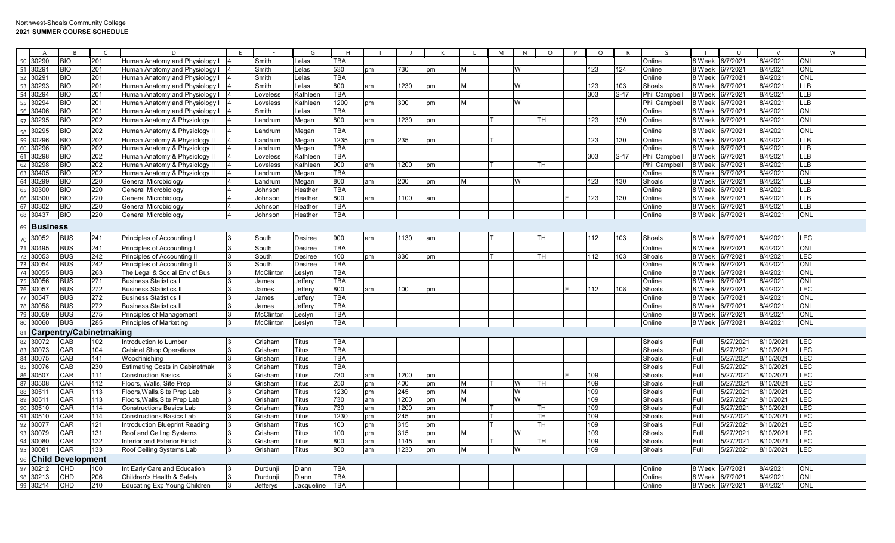Northwest-Shoals Community College
**2021 SUMMER COURSE SCHEDULE**

| | A | B | C | D | E | F | G | H | I | J | K | L | M | N | O | P | Q | R | S | T | U | V | W |
|---|---|---|---|---|---|---|---|---|---|---|---|---|---|---|---|---|---|---|---|---|---|---|---|
| 50 | 30290 | BIO | 201 | Human Anatomy and Physiology I | 4 | Smith | Lelas | TBA | | | | | | | | | | | Online | 8 Week | 6/7/2021 | 8/4/2021 | ONL |
| 51 | 30291 | BIO | 201 | Human Anatomy and Physiology I | 4 | Smith | Lelas | 530 | pm | 730 | pm | M | | W | | | 123 | 124 | Online | 8 Week | 6/7/2021 | 8/4/2021 | ONL |
| 52 | 30291 | BIO | 201 | Human Anatomy and Physiology I | 4 | Smith | Lelas | TBA | | | | | | | | | | | Online | 8 Week | 6/7/2021 | 8/4/2021 | ONL |
| 53 | 30293 | BIO | 201 | Human Anatomy and Physiology I | 4 | Smith | Lelas | 800 | am | 1230 | pm | M | | W | | | 123 | 103 | Shoals | 8 Week | 6/7/2021 | 8/4/2021 | LLB |
| 54 | 30294 | BIO | 201 | Human Anatomy and Physiology I | 4 | Loveless | Kathleen | TBA | | | | | | | | | 303 | S-17 | Phil Campbell | 8 Week | 6/7/2021 | 8/4/2021 | LLB |
| 55 | 30294 | BIO | 201 | Human Anatomy and Physiology I | 4 | Loveless | Kathleen | 1200 | pm | 300 | pm | M | | W | | | | | Phil Campbell | 8 Week | 6/7/2021 | 8/4/2021 | LLB |
| 56 | 30406 | BIO | 201 | Human Anatomy and Physiology I | 4 | Smith | Lelas | TBA | | | | | | | | | | | Online | 8 Week | 6/7/2021 | 8/4/2021 | ONL |
| 57 | 30295 | BIO | 202 | Human Anatomy & Physiology II | 4 | Landrum | Megan | 800 | am | 1230 | pm | | T | | TH | | 123 | 130 | Online | 8 Week | 6/7/2021 | 8/4/2021 | ONL |
| 58 | 30295 | BIO | 202 | Human Anatomy & Physiology II | 4 | Landrum | Megan | TBA | | | | | | | | | | | Online | 8 Week | 6/7/2021 | 8/4/2021 | ONL |
| 59 | 30296 | BIO | 202 | Human Anatomy & Physiology II | 4 | Landrum | Megan | 1235 | pm | 235 | pm | | T | | | | 123 | 130 | Online | 8 Week | 6/7/2021 | 8/4/2021 | LLB |
| 60 | 30296 | BIO | 202 | Human Anatomy & Physiology II | 4 | Landrum | Megan | TBA | | | | | | | | | | | Online | 8 Week | 6/7/2021 | 8/4/2021 | LLB |
| 61 | 30298 | BIO | 202 | Human Anatomy & Physiology II | 4 | Loveless | Kathleen | TBA | | | | | | | | | 303 | S-17 | Phil Campbell | 8 Week | 6/7/2021 | 8/4/2021 | LLB |
| 62 | 30298 | BIO | 202 | Human Anatomy & Physiology II | 4 | Loveless | Kathleen | 900 | am | 1200 | pm | | T | | TH | | | | Phil Campbell | 8 Week | 6/7/2021 | 8/4/2021 | LLB |
| 63 | 30405 | BIO | 202 | Human Anatomy & Physiology II | 4 | Landrum | Megan | TBA | | | | | | | | | | | Online | 8 Week | 6/7/2021 | 8/4/2021 | ONL |
| 64 | 30299 | BIO | 220 | General Microbiology | 4 | Landrum | Megan | 800 | am | 200 | pm | M | | W | | | 123 | 130 | Shoals | 8 Week | 6/7/2021 | 8/4/2021 | LLB |
| 65 | 30300 | BIO | 220 | General Microbiology | 4 | Johnson | Heather | TBA | | | | | | | | | | | Online | 8 Week | 6/7/2021 | 8/4/2021 | LLB |
| 66 | 30300 | BIO | 220 | General Microbiology | 4 | Johnson | Heather | 800 | am | 1100 | am | | | | | F | 123 | 130 | Online | 8 Week | 6/7/2021 | 8/4/2021 | LLB |
| 67 | 30302 | BIO | 220 | General Microbiology | 4 | Johnson | Heather | TBA | | | | | | | | | | | Online | 8 Week | 6/7/2021 | 8/4/2021 | LLB |
| 68 | 30437 | BIO | 220 | General Microbiology | 4 | Johnson | Heather | TBA | | | | | | | | | | | Online | 8 Week | 6/7/2021 | 8/4/2021 | ONL |
| 69 | **Business** | | | | | | | | | | | | | | | | | | | | | | |
| 70 | 30052 | BUS | 241 | Principles of Accounting I | 3 | South | Desiree | 900 | am | 1130 | am | | T | | TH | | 112 | 103 | Shoals | 8 Week | 6/7/2021 | 8/4/2021 | LEC |
| 71 | 30495 | BUS | 241 | Principles of Accounting I | 3 | South | Desiree | TBA | | | | | | | | | | | Online | 8 Week | 6/7/2021 | 8/4/2021 | ONL |
| 72 | 30053 | BUS | 242 | Principles of Accounting II | 3 | South | Desiree | 100 | pm | 330 | pm | | T | | TH | | 112 | 103 | Shoals | 8 Week | 6/7/2021 | 8/4/2021 | LEC |
| 73 | 30054 | BUS | 242 | Principles of Accounting II | 3 | South | Desiree | TBA | | | | | | | | | | | Online | 8 Week | 6/7/2021 | 8/4/2021 | ONL |
| 74 | 30055 | BUS | 263 | The Legal & Social Env of Bus | 3 | McClinton | Leslyn | TBA | | | | | | | | | | | Online | 8 Week | 6/7/2021 | 8/4/2021 | ONL |
| 75 | 30056 | BUS | 271 | Business Statistics I | 3 | James | Jeffery | TBA | | | | | | | | | | | Online | 8 Week | 6/7/2021 | 8/4/2021 | ONL |
| 76 | 30057 | BUS | 272 | Business Statistics II | 3 | James | Jeffery | 800 | am | 100 | pm | | | | | F | 112 | 108 | Shoals | 8 Week | 6/7/2021 | 8/4/2021 | LEC |
| 77 | 30547 | BUS | 272 | Business Statistics II | 3 | James | Jeffery | TBA | | | | | | | | | | | Online | 8 Week | 6/7/2021 | 8/4/2021 | ONL |
| 78 | 30058 | BUS | 272 | Business Statistics II | 3 | James | Jeffery | TBA | | | | | | | | | | | Online | 8 Week | 6/7/2021 | 8/4/2021 | ONL |
| 79 | 30059 | BUS | 275 | Principles of Management | 3 | McClinton | Leslyn | TBA | | | | | | | | | | | Online | 8 Week | 6/7/2021 | 8/4/2021 | ONL |
| 80 | 30060 | BUS | 285 | Principles of Marketing | 3 | McClinton | Leslyn | TBA | | | | | | | | | | | Online | 8 Week | 6/7/2021 | 8/4/2021 | ONL |
| 81 | **Carpentry/Cabinetmaking** | | | | | | | | | | | | | | | | | | | | | | |
| 82 | 30072 | CAB | 102 | Introduction to Lumber | 3 | Grisham | Titus | TBA | | | | | | | | | | | Shoals | Full | 5/27/2021 | 8/10/2021 | LEC |
| 83 | 30073 | CAB | 104 | Cabinet Shop Operations | 3 | Grisham | Titus | TBA | | | | | | | | | | | Shoals | Full | 5/27/2021 | 8/10/2021 | LEC |
| 84 | 30075 | CAB | 141 | Woodfinishing | 3 | Grisham | Titus | TBA | | | | | | | | | | | Shoals | Full | 5/27/2021 | 8/10/2021 | LEC |
| 85 | 30076 | CAB | 230 | Estimating Costs in Cabinetmak | 3 | Grisham | Titus | TBA | | | | | | | | | | | Shoals | Full | 5/27/2021 | 8/10/2021 | LEC |
| 86 | 30507 | CAR | 111 | Construction Basics | 3 | Grisham | Titus | 730 | am | 1200 | pm | | | | | F | 109 | | Shoals | Full | 5/27/2021 | 8/10/2021 | LEC |
| 87 | 30508 | CAR | 112 | Floors, Walls, Site Prep | 3 | Grisham | Titus | 250 | pm | 400 | pm | M | T | W | TH | | 109 | | Shoals | Full | 5/27/2021 | 8/10/2021 | LEC |
| 88 | 30511 | CAR | 113 | Floors,Walls,Site Prep Lab | 3 | Grisham | Titus | 1230 | pm | 245 | pm | M | | W | | | 109 | | Shoals | Full | 5/27/2021 | 8/10/2021 | LEC |
| 89 | 30511 | CAR | 113 | Floors,Walls,Site Prep Lab | 3 | Grisham | Titus | 730 | am | 1200 | pm | M | | W | | | 109 | | Shoals | Full | 5/27/2021 | 8/10/2021 | LEC |
| 90 | 30510 | CAR | 114 | Constructions Basics Lab | 3 | Grisham | Titus | 730 | am | 1200 | pm | | T | | TH | | 109 | | Shoals | Full | 5/27/2021 | 8/10/2021 | LEC |
| 91 | 30510 | CAR | 114 | Constructions Basics Lab | 3 | Grisham | Titus | 1230 | pm | 245 | pm | | T | | TH | | 109 | | Shoals | Full | 5/27/2021 | 8/10/2021 | LEC |
| 92 | 30077 | CAR | 121 | Introduction Blueprint Reading | 3 | Grisham | Titus | 100 | pm | 315 | pm | | T | | TH | | 109 | | Shoals | Full | 5/27/2021 | 8/10/2021 | LEC |
| 93 | 30079 | CAR | 131 | Roof and Ceiling Systems | 3 | Grisham | Titus | 100 | pm | 315 | pm | M | | W | | | 109 | | Shoals | Full | 5/27/2021 | 8/10/2021 | LEC |
| 94 | 30080 | CAR | 132 | Interior and Exterior Finish | 3 | Grisham | Titus | 800 | am | 1145 | am | | T | | TH | | 109 | | Shoals | Full | 5/27/2021 | 8/10/2021 | LEC |
| 95 | 30081 | CAR | 133 | Roof Ceiling Systems Lab | 3 | Grisham | Titus | 800 | am | 1230 | pm | M | | W | | | 109 | | Shoals | Full | 5/27/2021 | 8/10/2021 | LEC |
| 96 | **Child Development** | | | | | | | | | | | | | | | | | | | | | | |
| 97 | 30212 | CHD | 100 | Int Early Care and Education | 3 | Durdunji | Diann | TBA | | | | | | | | | | | Online | 8 Week | 6/7/2021 | 8/4/2021 | ONL |
| 98 | 30213 | CHD | 206 | Children's Health & Safety | 3 | Durdunji | Diann | TBA | | | | | | | | | | | Online | 8 Week | 6/7/2021 | 8/4/2021 | ONL |
| 99 | 30214 | CHD | 210 | Educating Exp Young Children | 3 | Jefferys | Jacqueline | TBA | | | | | | | | | | | Online | 8 Week | 6/7/2021 | 8/4/2021 | ONL |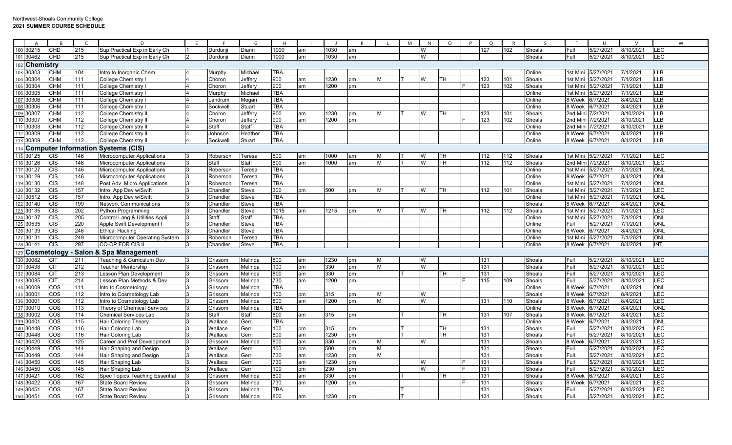Northwest-Shoals Community College
**2021 SUMMER COURSE SCHEDULE**

| | A | B | C | D | E | F | G | H | I | J | K | L | M | N | O | P | Q | R | S | T | U | V | W |
|---|---|---|---|---|---|---|---|---|---|---|---|---|---|---|---|---|---|---|---|---|---|---|---|
| 100 | 30215 | CHD | 215 | Sup Practical Exp in Early Ch | 1 | Durdunji | Diann | 1000 | am | 1030 | am | | | W | | | 127 | 102 | Shoals | Full | 5/27/2021 | 8/10/2021 | LEC |
| 101 | 30462 | CHD | 215 | Sup Practical Exp in Early Ch | 2 | Durdunji | Diann | 1000 | am | 1030 | am | | | W | | | | | Shoals | Full | 5/27/2021 | 8/10/2021 | LEC |
| 102 | **Chemistry** | | | | | | | | | | | | | | | | | | | | | | |
| 103 | 30303 | CHM | 104 | Intro to Inorganic Chem | 4 | Murphy | Michael | TBA | | | | | | | | | | | Online | 1st Mini | 5/27/2021 | 7/1/2021 | LLB |
| 104 | 30304 | CHM | 111 | College Chemistry I | 4 | Choron | Jeffery | 900 | am | 1230 | pm | M | T | W | TH | | 123 | 101 | Shoals | 1st Mini | 5/27/2021 | 7/1/2021 | LLB |
| 105 | 30304 | CHM | 111 | College Chemistry I | 4 | Choron | Jeffery | 900 | am | 1200 | pm | | | | | F | 123 | 102 | Shoals | 1st Mini | 5/27/2021 | 7/1/2021 | LLB |
| 106 | 30305 | CHM | 111 | College Chemistry I | 4 | Murphy | Michael | TBA | | | | | | | | | | | Online | 1st Mini | 5/27/2021 | 7/1/2021 | LLB |
| 107 | 30306 | CHM | 111 | College Chemistry I | 4 | Landrum | Megan | TBA | | | | | | | | | | | Online | 8 Week | 6/7/2021 | 8/4/2021 | LLB |
| 108 | 30306 | CHM | 111 | College Chemistry I | 4 | Sockwell | Stuart | TBA | | | | | | | | | | | Online | 8 Week | 6/7/2021 | 8/4/2021 | LLB |
| 109 | 30307 | CHM | 112 | College Chemistry II | 4 | Choron | Jeffery | 900 | am | 1230 | pm | M | T | W | TH | | 123 | 101 | Shoals | 2nd Mini | 7/2/2021 | 8/10/2021 | LLB |
| 110 | 30307 | CHM | 112 | College Chemistry II | 4 | Choron | Jeffery | 900 | am | 1200 | pm | | | | | F | 123 | 102 | Shoals | 2nd Mini | 7/2/2021 | 8/10/2021 | LLB |
| 111 | 30308 | CHM | 112 | College Chemistry II | 4 | Staff | Staff | TBA | | | | | | | | | | | Online | 2nd Mini | 7/2/2021 | 8/10/2021 | LLB |
| 112 | 30309 | CHM | 112 | College Chemistry II | 4 | Johnson | Heather | TBA | | | | | | | | | | | Online | 8 Week | 6/7/2021 | 8/4/2021 | LLB |
| 113 | 30309 | CHM | 112 | College Chemistry II | 4 | Sockwell | Stuart | TBA | | | | | | | | | | | Online | 8 Week | 6/7/2021 | 8/4/2021 | LLB |
| 114 | **Computer Information Systems (CIS)** | | | | | | | | | | | | | | | | | | | | | | |
| 115 | 30125 | CIS | 146 | Microcomputer Applications | 3 | Roberson | Teresa | 800 | am | 1000 | am | M | T | W | TH | | 112 | 112 | Shoals | 1st Mini | 5/27/2021 | 7/1/2021 | LEC |
| 116 | 30126 | CIS | 146 | Microcomputer Applications | 3 | Staff | Staff | 800 | am | 1000 | am | M | T | W | TH | | 112 | 112 | Shoals | 2nd Mini | 7/2/2021 | 8/10/2021 | LEC |
| 117 | 30127 | CIS | 146 | Microcomputer Applications | 3 | Roberson | Teresa | TBA | | | | | | | | | | | Online | 1st Mini | 5/27/2021 | 7/1/2021 | ONL |
| 118 | 30129 | CIS | 146 | Microcomputer Applications | 3 | Roberson | Teresa | TBA | | | | | | | | | | | Online | 8 Week | 6/7/2021 | 8/4/2021 | ONL |
| 119 | 30130 | CIS | 148 | Post Adv Micro Applications | 3 | Roberson | Teresa | TBA | | | | | | | | | | | Online | 1st Mini | 5/27/2021 | 7/1/2021 | ONL |
| 120 | 30132 | CIS | 157 | Intro. App Dev w/Swift | 3 | Chandler | Steve | 300 | pm | 500 | pm | M | T | W | TH | | 112 | 101 | Shoals | 1st Mini | 5/27/2021 | 7/1/2021 | LEC |
| 121 | 30512 | CIS | 157 | Intro. App Dev w/Swift | 3 | Chandler | Steve | TBA | | | | | | | | | | | Online | 1st Mini | 5/27/2021 | 7/1/2021 | ONL |
| 122 | 30140 | CIS | 199 | Network Communications | 3 | Chandler | Steve | TBA | | | | | | | | | | | Shoals | 8 Week | 6/7/2021 | 8/4/2021 | ONL |
| 123 | 30135 | CIS | 202 | Python Programming | 3 | Chandler | Steve | 1015 | am | 1215 | pm | M | T | W | TH | | 112 | 112 | Shoals | 1st Mini | 5/27/2021 | 7/1/2021 | LEC |
| 124 | 30137 | CIS | 205 | Control Lang & Utilities Appli | 3 | Staff | Staff | TBA | | | | | | | | | | | Online | 1st Mini | 5/27/2021 | 7/1/2021 | ONL |
| 125 | 30535 | CIS | 220 | Apple Swift Development I | 3 | Chandler | Steve | TBA | | | | | | | | | | | Online | Full | 5/27/2021 | 7/1/2021 | ONL |
| 126 | 30139 | CIS | 246 | Ethical Hacking | 3 | Chandler | Steve | TBA | | | | | | | | | | | Online | 8 Week | 6/7/2021 | 8/4/2021 | ONL |
| 127 | 30131 | CIS | 249 | Microcomputer Operating System | 3 | Roberson | Teresa | TBA | | | | | | | | | | | Online | 1st Mini | 5/27/2021 | 7/1/2021 | ONL |
| 128 | 30141 | CIS | 297 | CO-OP FOR CIS II | 3 | Chandler | Steve | TBA | | | | | | | | | | | Online | 8 Week | 6/7/2021 | 8/4/2021 | INT |
| 129 | **Cosmetology - Salon & Spa Management** | | | | | | | | | | | | | | | | | | | | | | |
| 130 | 30082 | CIT | 211 | Teaching & Curriculum Dev | 3 | Grissom | Melinda | 800 | am | 1230 | pm | M | | W | | | 131 | | Shoals | Full | 5/27/2021 | 8/10/2021 | LEC |
| 131 | 30438 | CIT | 212 | Teacher Mentorship | 3 | Grissom | Melinda | 100 | pm | 330 | pm | M | | W | | | 131 | | Shoals | Full | 5/27/2021 | 8/10/2021 | LEC |
| 132 | 30084 | CIT | 213 | Lesson Plan Development | 3 | Grissom | Melinda | 800 | am | 330 | pm | | T | | TH | | 131 | | Shoals | Full | 5/27/2021 | 8/10/2021 | LEC |
| 133 | 30085 | CIT | 214 | Lesson Plan Methods & Dev | 3 | Grissom | Melinda | 730 | am | 1200 | pm | | | | | F | 115 | 109 | Shoals | Full | 5/27/2021 | 8/10/2021 | LEC |
| 134 | 30009 | COS | 111 | Into to Cosmetology | 3 | Grissom | Melinda | TBA | | | | | | | | | | | Online | 8 Week | 6/7/2021 | 8/4/2021 | ONL |
| 135 | 30001 | COS | 112 | Intro to Cosmetology Lab | 3 | Grissom | Melinda | 100 | pm | 315 | pm | M | | W | | | | | Shoals | 8 Week | 6/7/2021 | 8/4/2021 | LEC |
| 136 | 30001 | COS | 112 | Intro to Cosmetology Lab | 3 | Grissom | Melinda | 800 | am | 1200 | pm | M | | W | | | 131 | 110 | Shoals | 8 Week | 6/7/2021 | 8/4/2021 | LEC |
| 137 | 30010 | COS | 113 | Theory of Chemical Services | 3 | Grissom | Melinda | TBA | | | | | | | | | | | Online | 8 Week | 6/7/2021 | 8/4/2021 | ONL |
| 138 | 30002 | COS | 114 | Chemical Services Lab | 3 | Staff | Staff | 800 | am | 315 | pm | | T | | TH | | 131 | 107 | Shoals | 8 Week | 6/7/2021 | 8/4/2021 | LEC |
| 139 | 30401 | COS | 115 | Hair Coloring Theory | 3 | Wallace | Gerri | TBA | | | | | | | | | | | Online | 8 Week | 6/7/2021 | 8/4/2021 | ONL |
| 140 | 30448 | COS | 116 | Hair Coloring Lab | 3 | Wallace | Gerri | 100 | pm | 315 | pm | | T | | TH | | 131 | | Shoals | Full | 5/27/2021 | 8/10/2021 | LEC |
| 141 | 30448 | COS | 116 | Hair Coloring Lab | 3 | Wallace | Gerri | 800 | am | 1230 | pm | | T | | TH | | 131 | | Shoals | Full | 5/27/2021 | 8/10/2021 | LEC |
| 142 | 30420 | COS | 125 | Career and Prof Development | 3 | Grissom | Melinda | 800 | am | 330 | pm | M | | W | | | 131 | | Shoals | 8 Week | 6/7/2021 | 8/4/2021 | LEC |
| 143 | 30449 | COS | 144 | Hair Shaping and Design | 3 | Wallace | Gerri | 100 | pm | 500 | pm | M | | | | | 131 | | Shoals | Full | 5/27/2021 | 8/10/2021 | LEC |
| 144 | 30449 | COS | 144 | Hair Shaping and Design | 3 | Wallace | Gerri | 730 | am | 1230 | pm | M | | | | | 131 | | Shoals | Full | 5/27/2021 | 8/10/2021 | LEC |
| 145 | 30450 | COS | 145 | Hair Shaping Lab | 3 | Wallace | Gerri | 730 | am | 1230 | pm | | | W | | F | 131 | | Shoals | Full | 5/27/2021 | 8/10/2021 | LEC |
| 146 | 30450 | COS | 145 | Hair Shaping Lab | 3 | Wallace | Gerri | 100 | pm | 230 | pm | | | W | | F | 131 | | Shoals | Full | 5/27/2021 | 8/10/2021 | LEC |
| 147 | 30421 | COS | 162 | Spec Topics Teaching Essential | 3 | Grissom | Melinda | 800 | am | 330 | pm | | T | | TH | | 131 | | Shoals | 8 Week | 6/7/2021 | 8/4/2021 | LEC |
| 148 | 30422 | COS | 167 | State Board Review | 3 | Grissom | Melinda | 730 | am | 1200 | pm | | | | | F | 131 | | Shoals | 8 Week | 6/7/2021 | 8/4/2021 | LEC |
| 149 | 30451 | COS | 167 | State Board Review | 3 | Grissom | Melinda | TBA | | | | | T | | | | 131 | | Shoals | Full | 5/27/2021 | 8/10/2021 | LEC |
| 150 | 30451 | COS | 167 | State Board Review | 3 | Grissom | Melinda | 800 | am | 1230 | pm | | T | | | | 131 | | Shoals | Full | 5/27/2021 | 8/10/2021 | LEC |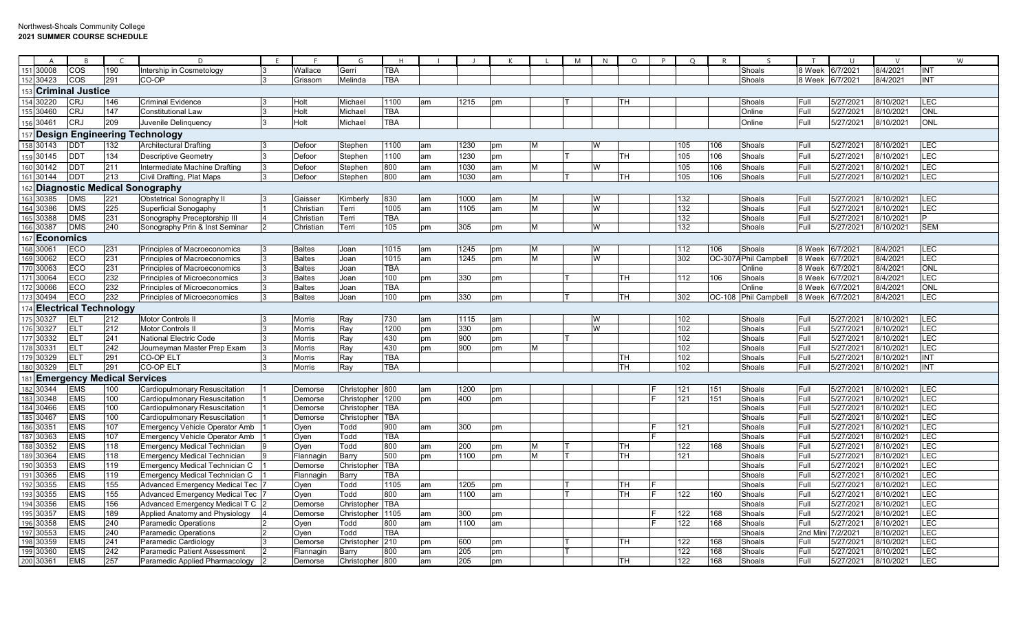Northwest-Shoals Community College
**2021 SUMMER COURSE SCHEDULE**

| | A | B | C | D | E | F | G | H | I | J | K | L | M | N | O | P | Q | R | S | T | U | V | W |
|---|---|---|---|---|---|---|---|---|---|---|---|---|---|---|---|---|---|---|---|---|---|---|---|
| 151 | 30008 | COS | 190 | Intership in Cosmetology | 3 | Wallace | Gerri | TBA | | | | | | | | | | | Shoals | 8 Week | 6/7/2021 | 8/4/2021 | INT |
| 152 | 30423 | COS | 291 | CO-OP | 3 | Grissom | Melinda | TBA | | | | | | | | | | | Shoals | 8 Week | 6/7/2021 | 8/4/2021 | INT |
| 153 | **Criminal Justice** | | | | | | | | | | | | | | | | | | | | | | |
| 154 | 30220 | CRJ | 146 | Criminal Evidence | 3 | Holt | Michael | 1100 | am | 1215 | pm | | T | | TH | | | | Shoals | Full | 5/27/2021 | 8/10/2021 | LEC |
| 155 | 30460 | CRJ | 147 | Constitutional Law | 3 | Holt | Michael | TBA | | | | | | | | | | | Online | Full | 5/27/2021 | 8/10/2021 | ONL |
| 156 | 30461 | CRJ | 209 | Juvenile Delinquency | 3 | Holt | Michael | TBA | | | | | | | | | | | Online | Full | 5/27/2021 | 8/10/2021 | ONL |
| 157 | **Design Engineering Technology** | | | | | | | | | | | | | | | | | | | | | | |
| 158 | 30143 | DDT | 132 | Architectural Drafting | 3 | Defoor | Stephen | 1100 | am | 1230 | pm | M | | W | | | 105 | 106 | Shoals | Full | 5/27/2021 | 8/10/2021 | LEC |
| 159 | 30145 | DDT | 134 | Descriptive Geometry | 3 | Defoor | Stephen | 1100 | am | 1230 | pm | | T | | TH | | 105 | 106 | Shoals | Full | 5/27/2021 | 8/10/2021 | LEC |
| 160 | 30142 | DDT | 211 | Intermediate Machine Drafting | 3 | Defoor | Stephen | 800 | am | 1030 | am | M | | W | | | 105 | 106 | Shoals | Full | 5/27/2021 | 8/10/2021 | LEC |
| 161 | 30144 | DDT | 213 | Civil Drafting, Plat Maps | 3 | Defoor | Stephen | 800 | am | 1030 | am | | T | | TH | | 105 | 106 | Shoals | Full | 5/27/2021 | 8/10/2021 | LEC |
| 162 | **Diagnostic Medical Sonography** | | | | | | | | | | | | | | | | | | | | | | |
| 163 | 30385 | DMS | 221 | Obstetrical Sonography II | 3 | Gaisser | Kimberly | 830 | am | 1000 | am | M | | W | | | 132 | | Shoals | Full | 5/27/2021 | 8/10/2021 | LEC |
| 164 | 30386 | DMS | 225 | Superficial Sonogaphy | 1 | Christian | Terri | 1005 | am | 1105 | am | M | | W | | | 132 | | Shoals | Full | 5/27/2021 | 8/10/2021 | LEC |
| 165 | 30388 | DMS | 231 | Sonography Preceptorship III | 4 | Christian | Terri | TBA | | | | | | | | | 132 | | Shoals | Full | 5/27/2021 | 8/10/2021 | P |
| 166 | 30387 | DMS | 240 | Sonography Prin & Inst Seminar | 2 | Christian | Terri | 105 | pm | 305 | pm | M | | W | | | 132 | | Shoals | Full | 5/27/2021 | 8/10/2021 | SEM |
| 167 | **Economics** | | | | | | | | | | | | | | | | | | | | | | |
| 168 | 30061 | ECO | 231 | Principles of Macroeconomics | 3 | Baltes | Joan | 1015 | am | 1245 | pm | M | | W | | | 112 | 106 | Shoals | 8 Week | 6/7/2021 | 8/4/2021 | LEC |
| 169 | 30062 | ECO | 231 | Principles of Macroeconomics | 3 | Baltes | Joan | 1015 | am | 1245 | pm | M | | W | | | 302 | OC-307A | Phil Campbell | 8 Week | 6/7/2021 | 8/4/2021 | LEC |
| 170 | 30063 | ECO | 231 | Principles of Macroeconomics | 3 | Baltes | Joan | TBA | | | | | | | | | | | Online | 8 Week | 6/7/2021 | 8/4/2021 | ONL |
| 171 | 30064 | ECO | 232 | Principles of Microeconomics | 3 | Baltes | Joan | 100 | pm | 330 | pm | | T | | TH | | 112 | 106 | Shoals | 8 Week | 6/7/2021 | 8/4/2021 | LEC |
| 172 | 30066 | ECO | 232 | Principles of Microeconomics | 3 | Baltes | Joan | TBA | | | | | | | | | | | Online | 8 Week | 6/7/2021 | 8/4/2021 | ONL |
| 173 | 30494 | ECO | 232 | Principles of Microeconomics | 3 | Baltes | Joan | 100 | pm | 330 | pm | | T | | TH | | 302 | OC-108 | Phil Campbell | 8 Week | 6/7/2021 | 8/4/2021 | LEC |
| 174 | **Electrical Technology** | | | | | | | | | | | | | | | | | | | | | | |
| 175 | 30327 | ELT | 212 | Motor Controls II | 3 | Morris | Ray | 730 | am | 1115 | am | | | W | | | 102 | | Shoals | Full | 5/27/2021 | 8/10/2021 | LEC |
| 176 | 30327 | ELT | 212 | Motor Controls II | 3 | Morris | Ray | 1200 | pm | 330 | pm | | | W | | | 102 | | Shoals | Full | 5/27/2021 | 8/10/2021 | LEC |
| 177 | 30332 | ELT | 241 | National Electric Code | 3 | Morris | Ray | 430 | pm | 900 | pm | | T | | | | 102 | | Shoals | Full | 5/27/2021 | 8/10/2021 | LEC |
| 178 | 30331 | ELT | 242 | Journeyman Master Prep Exam | 3 | Morris | Ray | 430 | pm | 900 | pm | M | | | | | 102 | | Shoals | Full | 5/27/2021 | 8/10/2021 | LEC |
| 179 | 30329 | ELT | 291 | CO-OP ELT | 3 | Morris | Ray | TBA | | | | | | | TH | | 102 | | Shoals | Full | 5/27/2021 | 8/10/2021 | INT |
| 180 | 30329 | ELT | 291 | CO-OP ELT | 3 | Morris | Ray | TBA | | | | | | | TH | | 102 | | Shoals | Full | 5/27/2021 | 8/10/2021 | INT |
| 181 | **Emergency Medical Services** | | | | | | | | | | | | | | | | | | | | | | |
| 182 | 30344 | EMS | 100 | Cardiopulmonary Resuscitation | 1 | Demorse | Christopher | 800 | am | 1200 | pm | | | | | F | 121 | 151 | Shoals | Full | 5/27/2021 | 8/10/2021 | LEC |
| 183 | 30348 | EMS | 100 | Cardiopulmonary Resuscitation | 1 | Demorse | Christopher | 1200 | pm | 400 | pm | | | | | F | 121 | 151 | Shoals | Full | 5/27/2021 | 8/10/2021 | LEC |
| 184 | 30466 | EMS | 100 | Cardiopulmonary Resuscitation | 1 | Demorse | Christopher | TBA | | | | | | | | | | | Shoals | Full | 5/27/2021 | 8/10/2021 | LEC |
| 185 | 30467 | EMS | 100 | Cardiopulmonary Resuscitation | 1 | Demorse | Christopher | TBA | | | | | | | | | | | Shoals | Full | 5/27/2021 | 8/10/2021 | LEC |
| 186 | 30351 | EMS | 107 | Emergency Vehicle Operator Amb | 1 | Oyen | Todd | 900 | am | 300 | pm | | | | | F | 121 | | Shoals | Full | 5/27/2021 | 8/10/2021 | LEC |
| 187 | 30363 | EMS | 107 | Emergency Vehicle Operator Amb | 1 | Oyen | Todd | TBA | | | | | | | | F | | | Shoals | Full | 5/27/2021 | 8/10/2021 | LEC |
| 188 | 30352 | EMS | 118 | Emergency Medical Technician | 9 | Oyen | Todd | 800 | am | 200 | pm | M | T | | TH | | 122 | 168 | Shoals | Full | 5/27/2021 | 8/10/2021 | LEC |
| 189 | 30364 | EMS | 118 | Emergency Medical Technician | 9 | Flannagin | Barry | 500 | pm | 1100 | pm | M | T | | TH | | 121 | | Shoals | Full | 5/27/2021 | 8/10/2021 | LEC |
| 190 | 30353 | EMS | 119 | Emergency Medical Technician C | 1 | Demorse | Christopher | TBA | | | | | | | | | | | Shoals | Full | 5/27/2021 | 8/10/2021 | LEC |
| 191 | 30365 | EMS | 119 | Emergency Medical Technician C | 1 | Flannagin | Barry | TBA | | | | | | | | | | | Shoals | Full | 5/27/2021 | 8/10/2021 | LEC |
| 192 | 30355 | EMS | 155 | Advanced Emergency Medical Tec | 7 | Oyen | Todd | 1105 | am | 1205 | pm | | T | | TH | F | | | Shoals | Full | 5/27/2021 | 8/10/2021 | LEC |
| 193 | 30355 | EMS | 155 | Advanced Emergency Medical Tec | 7 | Oyen | Todd | 800 | am | 1100 | am | | T | | TH | F | 122 | 160 | Shoals | Full | 5/27/2021 | 8/10/2021 | LEC |
| 194 | 30356 | EMS | 156 | Advanced Emergency Medical T C | 2 | Demorse | Christopher | TBA | | | | | | | | | | | Shoals | Full | 5/27/2021 | 8/10/2021 | LEC |
| 195 | 30357 | EMS | 189 | Applied Anatomy and Physiology | 4 | Demorse | Christopher | 1105 | am | 300 | pm | | | | | F | 122 | 168 | Shoals | Full | 5/27/2021 | 8/10/2021 | LEC |
| 196 | 30358 | EMS | 240 | Paramedic Operations | 2 | Oyen | Todd | 800 | am | 1100 | am | | | | | F | 122 | 168 | Shoals | Full | 5/27/2021 | 8/10/2021 | LEC |
| 197 | 30553 | EMS | 240 | Paramedic Operations | 2 | Oyen | Todd | TBA | | | | | | | | | | | Shoals | 2nd Mini | 7/2/2021 | 8/10/2021 | LEC |
| 198 | 30359 | EMS | 241 | Paramedic Cardiology | 3 | Demorse | Christopher | 210 | pm | 600 | pm | | T | | TH | | 122 | 168 | Shoals | Full | 5/27/2021 | 8/10/2021 | LEC |
| 199 | 30360 | EMS | 242 | Paramedic Patient Assessment | 2 | Flannagin | Barry | 800 | am | 205 | pm | | T | | | | 122 | 168 | Shoals | Full | 5/27/2021 | 8/10/2021 | LEC |
| 200 | 30361 | EMS | 257 | Paramedic Applied Pharmacology | 2 | Demorse | Christopher | 800 | am | 205 | pm | | | | TH | | 122 | 168 | Shoals | Full | 5/27/2021 | 8/10/2021 | LEC |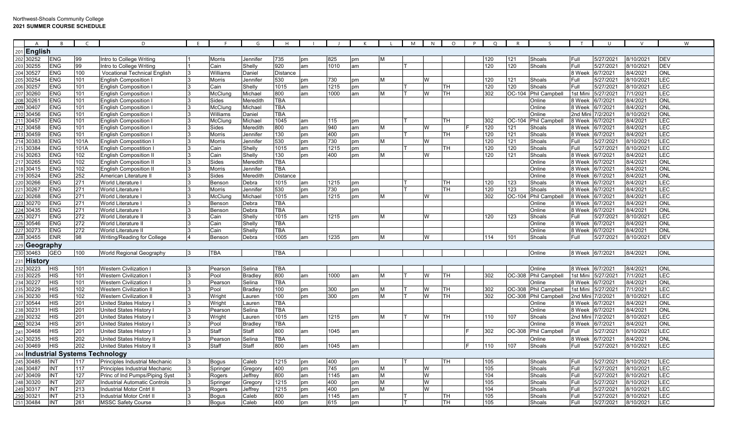Northwest-Shoals Community College

**2021 SUMMER COURSE SCHEDULE**

| | A | B | C | D | E | F | G | H | I | J | K | L | M | N | O | P | Q | R | S | T | U | V | W |
|---|---|---|---|---|---|---|---|---|---|---|---|---|---|---|---|---|---|---|---|---|---|---|---|
| 201 | **English** | | | | | | | | | | | | | | | | | | | | | | |
| 202 | 30252 | ENG | 99 | Intro to College Writing | 1 | Morris | Jennifer | 735 | pm | 825 | pm | M | | | | | 120 | 121 | Shoals | Full | 5/27/2021 | 8/10/2021 | DEV |
| 203 | 30255 | ENG | 99 | Intro to College Writing | 1 | Cain | Shelly | 920 | am | 1010 | am | | T | | | | 120 | 120 | Shoals | Full | 5/27/2021 | 8/10/2021 | DEV |
| 204 | 30527 | ENG | 100 | Vocational Technical English | 3 | Williams | Daniel | Distance | | | | | | | | | | | | 8 Week | 6/7/2021 | 8/4/2021 | ONL |
| 205 | 30254 | ENG | 101 | English Composition I | 3 | Morris | Jennifer | 530 | pm | 730 | pm | M | | W | | | 120 | 121 | Shoals | Full | 5/27/2021 | 8/10/2021 | LEC |
| 206 | 30257 | ENG | 101 | English Composition I | 3 | Cain | Shelly | 1015 | am | 1215 | pm | | T | | TH | | 120 | 120 | Shoals | Full | 5/27/2021 | 8/10/2021 | LEC |
| 207 | 30260 | ENG | 101 | English Composition I | 3 | McClung | Michael | 800 | am | 1000 | am | M | T | W | TH | | 302 | OC-104 | Phil Campbell | 1st Mini | 5/27/2021 | 7/1/2021 | LEC |
| 208 | 30261 | ENG | 101 | English Composition I | 3 | Sides | Meredith | TBA | | | | | | | | | | | Online | 8 Week | 6/7/2021 | 8/4/2021 | ONL |
| 209 | 30407 | ENG | 101 | English Composition I | 3 | McClung | Michael | TBA | | | | | | | | | | | Online | 8 Week | 6/7/2021 | 8/4/2021 | ONL |
| 210 | 30456 | ENG | 101 | English Composition I | 3 | Williams | Daniel | TBA | | | | | | | | | | | Online | 2nd Mini | 7/2/2021 | 8/10/2021 | ONL |
| 211 | 30457 | ENG | 101 | English Composition I | 3 | McClung | Michael | 1045 | am | 115 | pm | | T | | TH | | 302 | OC-104 | Phil Campbell | 8 Week | 6/7/2021 | 8/4/2021 | LEC |
| 212 | 30458 | ENG | 101 | English Composition I | 3 | Sides | Meredith | 800 | am | 940 | am | M | | W | | F | 120 | 121 | Shoals | 8 Week | 6/7/2021 | 8/4/2021 | LEC |
| 213 | 30459 | ENG | 101 | English Composition I | 3 | Morris | Jennifer | 130 | pm | 400 | pm | | T | | TH | | 120 | 121 | Shoals | 8 Week | 6/7/2021 | 8/4/2021 | LEC |
| 214 | 30383 | ENG | 101A | English Compostition I | 3 | Morris | Jennifer | 530 | pm | 730 | pm | M | | W | | | 120 | 121 | Shoals | Full | 5/27/2021 | 8/10/2021 | LEC |
| 215 | 30384 | ENG | 101A | English Compostition I | 3 | Cain | Shelly | 1015 | am | 1215 | pm | | T | | TH | | 120 | 120 | Shoals | Full | 5/27/2021 | 8/10/2021 | LEC |
| 216 | 30263 | ENG | 102 | English Composition II | 3 | Cain | Shelly | 130 | pm | 400 | pm | M | | W | | | 120 | 121 | Shoals | 8 Week | 6/7/2021 | 8/4/2021 | LEC |
| 217 | 30265 | ENG | 102 | English Composition II | 3 | Sides | Meredith | TBA | | | | | | | | | | | Online | 8 Week | 6/7/2021 | 8/4/2021 | ONL |
| 218 | 30415 | ENG | 102 | English Composition II | 3 | Morris | Jennifer | TBA | | | | | | | | | | | Online | 8 Week | 6/7/2021 | 8/4/2021 | ONL |
| 219 | 30524 | ENG | 252 | American Literature II | 3 | Sides | Meredith | Distance | | | | | | | | | | | Online | 8 Week | 6/7/2021 | 8/4/2021 | ONL |
| 220 | 30266 | ENG | 271 | World Literature I | 3 | Benson | Debra | 1015 | am | 1215 | pm | | T | | TH | | 120 | 123 | Shoals | 8 Week | 6/7/2021 | 8/4/2021 | LEC |
| 221 | 30267 | ENG | 271 | World Literature I | 3 | Morris | Jennifer | 530 | pm | 730 | pm | | T | | TH | | 120 | 123 | Shoals | 8 Week | 6/7/2021 | 8/4/2021 | LEC |
| 222 | 30268 | ENG | 271 | World Literature I | 3 | McClung | Michael | 1015 | am | 1215 | pm | M | | W | | | 302 | OC-104 | Phil Campbell | 8 Week | 6/7/2021 | 8/4/2021 | LEC |
| 223 | 30270 | ENG | 271 | World Literature I | 3 | Benson | Debra | TBA | | | | | | | | | | | Online | 8 Week | 6/7/2021 | 8/4/2021 | ONL |
| 224 | 30435 | ENG | 271 | World Literature I | 3 | Benson | Debra | TBA | | | | | | | | | | | Online | 8 Week | 6/7/2021 | 8/4/2021 | ONL |
| 225 | 30271 | ENG | 272 | World Literature II | 3 | Cain | Shelly | 1015 | am | 1215 | pm | M | | W | | | 120 | 123 | Shoals | Full | 5/27/2021 | 8/10/2021 | LEC |
| 226 | 30546 | ENG | 272 | World Literature II | 3 | Cain | Shelly | TBA | | | | | | | | | | | Online | 8 Week | 6/7/2021 | 8/4/2021 | ONL |
| 227 | 30273 | ENG | 272 | World Literature II | 3 | Cain | Shelly | TBA | | | | | | | | | | | Online | 8 Week | 6/7/2021 | 8/4/2021 | ONL |
| 228 | 30455 | ENR | 98 | Writing/Reading for College | 4 | Benson | Debra | 1005 | am | 1235 | pm | M | | W | | | 114 | 101 | Shoals | Full | 5/27/2021 | 8/10/2021 | DEV |
| 229 | **Geography** | | | | | | | | | | | | | | | | | | | | | | |
| 230 | 30463 | GEO | 100 | World Regional Geography | 3 | TBA | | TBA | | | | | | | | | | | Online | 8 Week | 6/7/2021 | 8/4/2021 | ONL |
| 231 | **History** | | | | | | | | | | | | | | | | | | | | | | |
| 232 | 30223 | HIS | 101 | Western Civilization I | 3 | Pearson | Selina | TBA | | | | | | | | | | | Online | 8 Week | 6/7/2021 | 8/4/2021 | ONL |
| 233 | 30225 | HIS | 101 | Western Civilization I | 3 | Pool | Bradley | 800 | am | 1000 | am | M | T | W | TH | | 302 | OC-308 | Phil Campbell | 1st Mini | 5/27/2021 | 7/1/2021 | LEC |
| 234 | 30227 | HIS | 101 | Western Civilization I | 3 | Pearson | Selina | TBA | | | | | | | | | | | Online | 8 Week | 6/7/2021 | 8/4/2021 | ONL |
| 235 | 30229 | HIS | 102 | Western Civilization II | 3 | Pool | Bradley | 100 | pm | 300 | pm | M | T | W | TH | | 302 | OC-308 | Phil Campbell | 1st Mini | 5/27/2021 | 7/1/2021 | LEC |
| 236 | 30230 | HIS | 102 | Western Civilization II | 3 | Wright | Lauren | 100 | pm | 300 | pm | M | T | W | TH | | 302 | OC-308 | Phil Campbell | 2nd Mini | 7/2/2021 | 8/10/2021 | LEC |
| 237 | 30544 | HIS | 201 | United States History I | 3 | Wright | Lauren | TBA | | | | | | | | | | | Online | 8 Week | 6/7/2021 | 8/4/2021 | ONL |
| 238 | 30231 | HIS | 201 | United States History I | 3 | Pearson | Selina | TBA | | | | | | | | | | | Online | 8 Week | 6/7/2021 | 8/4/2021 | ONL |
| 239 | 30232 | HIS | 201 | United States History I | 3 | Wright | Lauren | 1015 | am | 1215 | pm | M | T | W | TH | | 110 | 107 | Shoals | 2nd Mini | 7/2/2021 | 8/10/2021 | LEC |
| 240 | 30234 | HIS | 201 | United States History I | 3 | Pool | Bradley | TBA | | | | | | | | | | | Online | 8 Week | 6/7/2021 | 8/4/2021 | ONL |
| 241 | 30468 | HIS | 201 | United States History I | 3 | Staff | Staff | 800 | am | 1045 | am | | | | | F | 302 | OC-308 | Phil Campbell | Full | 5/27/2021 | 8/10/2021 | LEC |
| 242 | 30235 | HIS | 202 | United States History II | 3 | Pearson | Selina | TBA | | | | | | | | | | | Online | 8 Week | 6/7/2021 | 8/4/2021 | ONL |
| 243 | 30469 | HIS | 202 | United States History II | 3 | Staff | Staff | 800 | am | 1045 | am | | | | | F | 110 | 107 | Shoals | Full | 5/27/2021 | 8/10/2021 | LEC |
| 244 | **Industrial Systems Technology** | | | | | | | | | | | | | | | | | | | | | | |
| 245 | 30485 | INT | 117 | Principles Industrial Mechanic | 3 | Bogus | Caleb | 1215 | pm | 400 | pm | | T | | TH | | 105 | | Shoals | Full | 5/27/2021 | 8/10/2021 | LEC |
| 246 | 30487 | INT | 117 | Principles Industrial Mechanic | 3 | Springer | Gregory | 400 | pm | 745 | pm | M | | W | | | 105 | | Shoals | Full | 5/27/2021 | 8/10/2021 | LEC |
| 247 | 30409 | INT | 127 | Princ of Ind Pumps/Piping Syst | 3 | Rogers | Jeffrey | 800 | am | 1145 | am | M | | W | | | 104 | | Shoals | Full | 5/27/2021 | 8/10/2021 | LEC |
| 248 | 30320 | INT | 207 | Industrial Automatic Controls | 3 | Springer | Gregory | 1215 | pm | 400 | pm | M | | W | | | 105 | | Shoals | Full | 5/27/2021 | 8/10/2021 | LEC |
| 249 | 30317 | INT | 213 | Industrial Motor Cntrl II | 3 | Rogers | Jeffrey | 1215 | pm | 400 | pm | M | | W | | | 104 | | Shoals | Full | 5/27/2021 | 8/10/2021 | LEC |
| 250 | 30321 | INT | 213 | Industrial Motor Cntrl II | 3 | Bogus | Caleb | 800 | am | 1145 | am | | T | | TH | | 105 | | Shoals | Full | 5/27/2021 | 8/10/2021 | LEC |
| 251 | 30484 | INT | 261 | MSSC Safety Course | 3 | Bogus | Caleb | 400 | pm | 615 | pm | | T | | TH | | 105 | | Shoals | Full | 5/27/2021 | 8/10/2021 | LEC |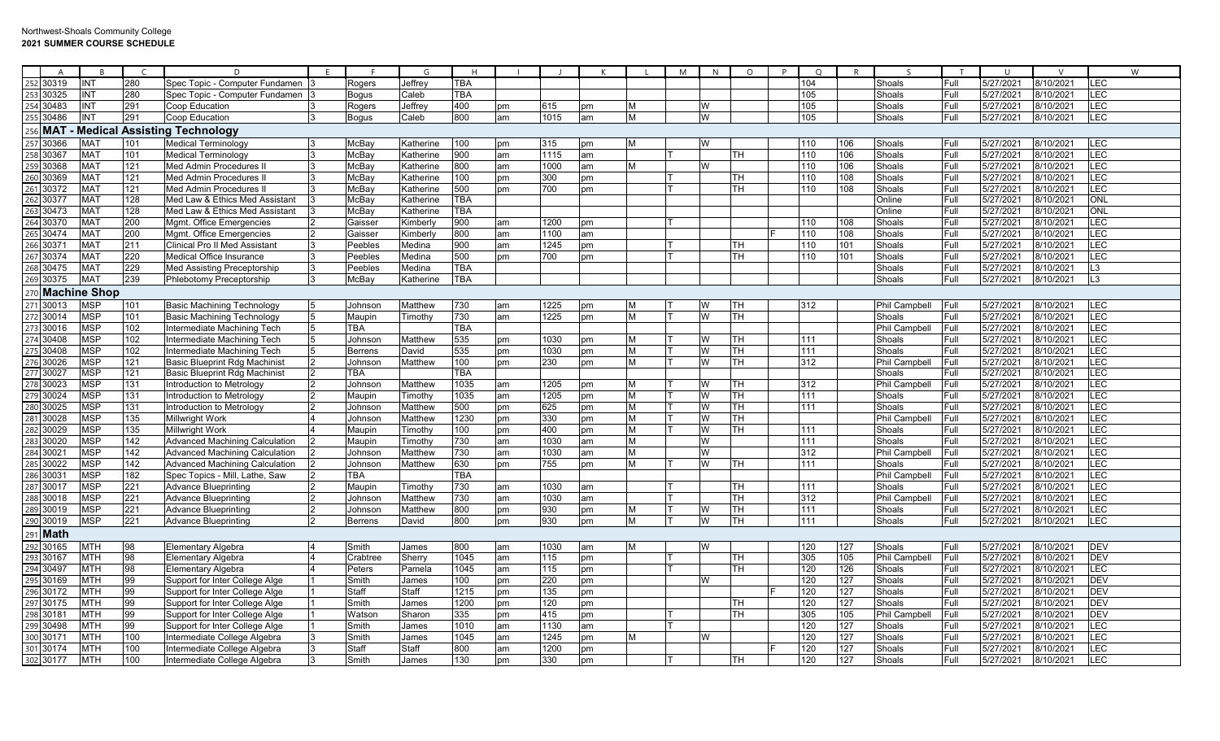Northwest-Shoals Community College
**2021 SUMMER COURSE SCHEDULE**

| | A | B | C | D | E | F | G | H | I | J | K | L | M | N | O | P | Q | R | S | T | U | V | W |
|---|---|---|---|---|---|---|---|---|---|---|---|---|---|---|---|---|---|---|---|---|---|---|---|
| 252 | 30319 | INT | 280 | Spec Topic - Computer Fundamen | 3 | Rogers | Jeffrey | TBA | | | | | | | | | 104 | | Shoals | Full | 5/27/2021 | 8/10/2021 | LEC |
| 253 | 30325 | INT | 280 | Spec Topic - Computer Fundamen | 3 | Bogus | Caleb | TBA | | | | | | | | | 105 | | Shoals | Full | 5/27/2021 | 8/10/2021 | LEC |
| 254 | 30483 | INT | 291 | Coop Education | 3 | Rogers | Jeffrey | 400 | pm | 615 | pm | M | | W | | | 105 | | Shoals | Full | 5/27/2021 | 8/10/2021 | LEC |
| 255 | 30486 | INT | 291 | Coop Education | 3 | Bogus | Caleb | 800 | am | 1015 | am | M | | W | | | 105 | | Shoals | Full | 5/27/2021 | 8/10/2021 | LEC |
| 256 | **MAT - Medical Assisting Technology** | | | | | | | | | | | | | | | | | | | | | | |
| 257 | 30366 | MAT | 101 | Medical Terminology | 3 | McBay | Katherine | 100 | pm | 315 | pm | M | | W | | | 110 | 106 | Shoals | Full | 5/27/2021 | 8/10/2021 | LEC |
| 258 | 30367 | MAT | 101 | Medical Terminology | 3 | McBay | Katherine | 900 | am | 1115 | am | | T | | TH | | 110 | 106 | Shoals | Full | 5/27/2021 | 8/10/2021 | LEC |
| 259 | 30368 | MAT | 121 | Med Admin Procedures II | 3 | McBay | Katherine | 800 | am | 1000 | am | M | | W | | | 110 | 106 | Shoals | Full | 5/27/2021 | 8/10/2021 | LEC |
| 260 | 30369 | MAT | 121 | Med Admin Procedures II | 3 | McBay | Katherine | 100 | pm | 300 | pm | | T | | TH | | 110 | 108 | Shoals | Full | 5/27/2021 | 8/10/2021 | LEC |
| 261 | 30372 | MAT | 121 | Med Admin Procedures II | 3 | McBay | Katherine | 500 | pm | 700 | pm | | T | | TH | | 110 | 108 | Shoals | Full | 5/27/2021 | 8/10/2021 | LEC |
| 262 | 30377 | MAT | 128 | Med Law & Ethics Med Assistant | 3 | McBay | Katherine | TBA | | | | | | | | | | | Online | Full | 5/27/2021 | 8/10/2021 | ONL |
| 263 | 30473 | MAT | 128 | Med Law & Ethics Med Assistant | 3 | McBay | Katherine | TBA | | | | | | | | | | | Online | Full | 5/27/2021 | 8/10/2021 | ONL |
| 264 | 30370 | MAT | 200 | Mgmt. Office Emergencies | 2 | Gaisser | Kimberly | 900 | am | 1200 | pm | | T | | | | 110 | 108 | Shoals | Full | 5/27/2021 | 8/10/2021 | LEC |
| 265 | 30474 | MAT | 200 | Mgmt. Office Emergencies | 2 | Gaisser | Kimberly | 800 | am | 1100 | am | | | | | F | 110 | 108 | Shoals | Full | 5/27/2021 | 8/10/2021 | LEC |
| 266 | 30371 | MAT | 211 | Clinical Pro II Med Assistant | 3 | Peebles | Medina | 900 | am | 1245 | pm | | T | | TH | | 110 | 101 | Shoals | Full | 5/27/2021 | 8/10/2021 | LEC |
| 267 | 30374 | MAT | 220 | Medical Office Insurance | 3 | Peebles | Medina | 500 | pm | 700 | pm | | T | | TH | | 110 | 101 | Shoals | Full | 5/27/2021 | 8/10/2021 | LEC |
| 268 | 30475 | MAT | 229 | Med Assisting Preceptorship | 3 | Peebles | Medina | TBA | | | | | | | | | | | Shoals | Full | 5/27/2021 | 8/10/2021 | L3 |
| 269 | 30375 | MAT | 239 | Phlebotomy Preceptorship | 3 | McBay | Katherine | TBA | | | | | | | | | | | Shoals | Full | 5/27/2021 | 8/10/2021 | L3 |
| 270 | **Machine Shop** | | | | | | | | | | | | | | | | | | | | | | |
| 271 | 30013 | MSP | 101 | Basic Machining Technology | 5 | Johnson | Matthew | 730 | am | 1225 | pm | M | T | W | TH | | 312 | | Phil Campbell | Full | 5/27/2021 | 8/10/2021 | LEC |
| 272 | 30014 | MSP | 101 | Basic Machining Technology | 5 | Maupin | Timothy | 730 | am | 1225 | pm | M | T | W | TH | | | | Shoals | Full | 5/27/2021 | 8/10/2021 | LEC |
| 273 | 30016 | MSP | 102 | Intermediate Machining Tech | 5 | TBA | | TBA | | | | | | | | | | | Phil Campbell | Full | 5/27/2021 | 8/10/2021 | LEC |
| 274 | 30408 | MSP | 102 | Intermediate Machining Tech | 5 | Johnson | Matthew | 535 | pm | 1030 | pm | M | T | W | TH | | 111 | | Shoals | Full | 5/27/2021 | 8/10/2021 | LEC |
| 275 | 30408 | MSP | 102 | Intermediate Machining Tech | 5 | Berrens | David | 535 | pm | 1030 | pm | M | T | W | TH | | 111 | | Shoals | Full | 5/27/2021 | 8/10/2021 | LEC |
| 276 | 30026 | MSP | 121 | Basic Blueprint Rdg Machinist | 2 | Johnson | Matthew | 100 | pm | 230 | pm | M | T | W | TH | | 312 | | Phil Campbell | Full | 5/27/2021 | 8/10/2021 | LEC |
| 277 | 30027 | MSP | 121 | Basic Blueprint Rdg Machinist | 2 | TBA | | TBA | | | | | | | | | | | Shoals | Full | 5/27/2021 | 8/10/2021 | LEC |
| 278 | 30023 | MSP | 131 | Introduction to Metrology | 2 | Johnson | Matthew | 1035 | am | 1205 | pm | M | T | W | TH | | 312 | | Phil Campbell | Full | 5/27/2021 | 8/10/2021 | LEC |
| 279 | 30024 | MSP | 131 | Introduction to Metrology | 2 | Maupin | Timothy | 1035 | am | 1205 | pm | M | T | W | TH | | 111 | | Shoals | Full | 5/27/2021 | 8/10/2021 | LEC |
| 280 | 30025 | MSP | 131 | Introduction to Metrology | 2 | Johnson | Matthew | 500 | pm | 625 | pm | M | T | W | TH | | 111 | | Shoals | Full | 5/27/2021 | 8/10/2021 | LEC |
| 281 | 30028 | MSP | 135 | Millwright Work | 4 | Johnson | Matthew | 1230 | pm | 330 | pm | M | T | W | TH | | | | Phil Campbell | Full | 5/27/2021 | 8/10/2021 | LEC |
| 282 | 30029 | MSP | 135 | Millwright Work | 4 | Maupin | Timothy | 100 | pm | 400 | pm | M | T | W | TH | | 111 | | Shoals | Full | 5/27/2021 | 8/10/2021 | LEC |
| 283 | 30020 | MSP | 142 | Advanced Machining Calculation | 2 | Maupin | Timothy | 730 | am | 1030 | am | M | | W | | | 111 | | Shoals | Full | 5/27/2021 | 8/10/2021 | LEC |
| 284 | 30021 | MSP | 142 | Advanced Machining Calculation | 2 | Johnson | Matthew | 730 | am | 1030 | am | M | | W | | | 312 | | Phil Campbell | Full | 5/27/2021 | 8/10/2021 | LEC |
| 285 | 30022 | MSP | 142 | Advanced Machining Calculation | 2 | Johnson | Matthew | 630 | pm | 755 | pm | M | T | W | TH | | 111 | | Shoals | Full | 5/27/2021 | 8/10/2021 | LEC |
| 286 | 30031 | MSP | 182 | Spec Topics - Mill, Lathe, Saw | 2 | TBA | | TBA | | | | | | | | | | | Phil Campbell | Full | 5/27/2021 | 8/10/2021 | LEC |
| 287 | 30017 | MSP | 221 | Advance Blueprinting | 2 | Maupin | Timothy | 730 | am | 1030 | am | | T | | TH | | 111 | | Shoals | Full | 5/27/2021 | 8/10/2021 | LEC |
| 288 | 30018 | MSP | 221 | Advance Blueprinting | 2 | Johnson | Matthew | 730 | am | 1030 | am | | T | | TH | | 312 | | Phil Campbell | Full | 5/27/2021 | 8/10/2021 | LEC |
| 289 | 30019 | MSP | 221 | Advance Blueprinting | 2 | Johnson | Matthew | 800 | pm | 930 | pm | M | T | W | TH | | 111 | | Shoals | Full | 5/27/2021 | 8/10/2021 | LEC |
| 290 | 30019 | MSP | 221 | Advance Blueprinting | 2 | Berrens | David | 800 | pm | 930 | pm | M | T | W | TH | | 111 | | Shoals | Full | 5/27/2021 | 8/10/2021 | LEC |
| 291 | **Math** | | | | | | | | | | | | | | | | | | | | | | |
| 292 | 30165 | MTH | 98 | Elementary Algebra | 4 | Smith | James | 800 | am | 1030 | am | M | | W | | | 120 | 127 | Shoals | Full | 5/27/2021 | 8/10/2021 | DEV |
| 293 | 30167 | MTH | 98 | Elementary Algebra | 4 | Crabtree | Sherry | 1045 | am | 115 | pm | | T | | TH | | 305 | 105 | Phil Campbell | Full | 5/27/2021 | 8/10/2021 | DEV |
| 294 | 30497 | MTH | 98 | Elementary Algebra | 4 | Peters | Pamela | 1045 | am | 115 | pm | | T | | TH | | 120 | 126 | Shoals | Full | 5/27/2021 | 8/10/2021 | LEC |
| 295 | 30169 | MTH | 99 | Support for Inter College Alge | 1 | Smith | James | 100 | pm | 220 | pm | | | W | | | 120 | 127 | Shoals | Full | 5/27/2021 | 8/10/2021 | DEV |
| 296 | 30172 | MTH | 99 | Support for Inter College Alge | 1 | Staff | Staff | 1215 | pm | 135 | pm | | | | | F | 120 | 127 | Shoals | Full | 5/27/2021 | 8/10/2021 | DEV |
| 297 | 30175 | MTH | 99 | Support for Inter College Alge | 1 | Smith | James | 1200 | pm | 120 | pm | | | | TH | | 120 | 127 | Shoals | Full | 5/27/2021 | 8/10/2021 | DEV |
| 298 | 30181 | MTH | 99 | Support for Inter College Alge | 1 | Watson | Sharon | 335 | pm | 415 | pm | | T | | TH | | 305 | 105 | Phil Campbell | Full | 5/27/2021 | 8/10/2021 | DEV |
| 299 | 30498 | MTH | 99 | Support for Inter College Alge | 1 | Smith | James | 1010 | am | 1130 | am | | T | | | | 120 | 127 | Shoals | Full | 5/27/2021 | 8/10/2021 | LEC |
| 300 | 30171 | MTH | 100 | Intermediate College Algebra | 3 | Smith | James | 1045 | am | 1245 | pm | M | | W | | | 120 | 127 | Shoals | Full | 5/27/2021 | 8/10/2021 | LEC |
| 301 | 30174 | MTH | 100 | Intermediate College Algebra | 3 | Staff | Staff | 800 | am | 1200 | pm | | | | | F | 120 | 127 | Shoals | Full | 5/27/2021 | 8/10/2021 | LEC |
| 302 | 30177 | MTH | 100 | Intermediate College Algebra | 3 | Smith | James | 130 | pm | 330 | pm | | T | | TH | | 120 | 127 | Shoals | Full | 5/27/2021 | 8/10/2021 | LEC |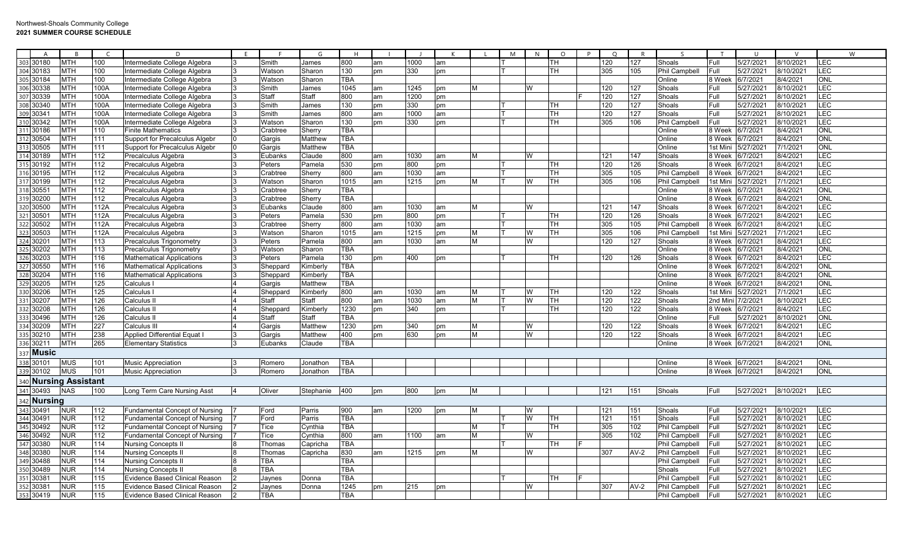Northwest-Shoals Community College
**2021 SUMMER COURSE SCHEDULE**

| | A | B | C | D | E | F | G | H | I | J | K | L | M | N | O | P | Q | R | S | T | U | V | W |
|---|---|---|---|---|---|---|---|---|---|---|---|---|---|---|---|---|---|---|---|---|---|---|---|
| 303 | 30180 | MTH | 100 | Intermediate College Algebra | 3 | Smith | James | 800 | am | 1000 | am | | T | | TH | | 120 | 127 | Shoals | Full | 5/27/2021 | 8/10/2021 | LEC |
| 304 | 30183 | MTH | 100 | Intermediate College Algebra | 3 | Watson | Sharon | 130 | pm | 330 | pm | | T | | TH | | 305 | 105 | Phil Campbell | Full | 5/27/2021 | 8/10/2021 | LEC |
| 305 | 30184 | MTH | 100 | Intermediate College Algebra | 3 | Watson | Sharon | TBA | | | | | | | | | | | Online | 8 Week | 6/7/2021 | 8/4/2021 | ONL |
| 306 | 30338 | MTH | 100A | Intermediate College Algebra | 3 | Smith | James | 1045 | am | 1245 | pm | M | | W | | | 120 | 127 | Shoals | Full | 5/27/2021 | 8/10/2021 | LEC |
| 307 | 30339 | MTH | 100A | Intermediate College Algebra | 3 | Staff | Staff | 800 | am | 1200 | pm | | | | | F | 120 | 127 | Shoals | Full | 5/27/2021 | 8/10/2021 | LEC |
| 308 | 30340 | MTH | 100A | Intermediate College Algebra | 3 | Smith | James | 130 | pm | 330 | pm | | T | | TH | | 120 | 127 | Shoals | Full | 5/27/2021 | 8/10/2021 | LEC |
| 309 | 30341 | MTH | 100A | Intermediate College Algebra | 3 | Smith | James | 800 | am | 1000 | am | | T | | TH | | 120 | 127 | Shoals | Full | 5/27/2021 | 8/10/2021 | LEC |
| 310 | 30342 | MTH | 100A | Intermediate College Algebra | 3 | Watson | Sharon | 130 | pm | 330 | pm | | T | | TH | | 305 | 106 | Phil Campbell | Full | 5/27/2021 | 8/10/2021 | LEC |
| 311 | 30186 | MTH | 110 | Finite Mathematics | 3 | Crabtree | Sherry | TBA | | | | | | | | | | | Online | 8 Week | 6/7/2021 | 8/4/2021 | ONL |
| 312 | 30504 | MTH | 111 | Support for Precalculus Algebr | 0 | Gargis | Matthew | TBA | | | | | | | | | | | Online | 8 Week | 6/7/2021 | 8/4/2021 | ONL |
| 313 | 30505 | MTH | 111 | Support for Precalculus Algebr | 0 | Gargis | Matthew | TBA | | | | | | | | | | | Online | 1st Mini | 5/27/2021 | 7/1/2021 | ONL |
| 314 | 30189 | MTH | 112 | Precalculus Algebra | 3 | Eubanks | Claude | 800 | am | 1030 | am | M | | W | | | 121 | 147 | Shoals | 8 Week | 6/7/2021 | 8/4/2021 | LEC |
| 315 | 30192 | MTH | 112 | Precalculus Algebra | 3 | Peters | Pamela | 530 | pm | 800 | pm | | T | | TH | | 120 | 126 | Shoals | 8 Week | 6/7/2021 | 8/4/2021 | LEC |
| 316 | 30195 | MTH | 112 | Precalculus Algebra | 3 | Crabtree | Sherry | 800 | am | 1030 | am | | T | | TH | | 305 | 105 | Phil Campbell | 8 Week | 6/7/2021 | 8/4/2021 | LEC |
| 317 | 30199 | MTH | 112 | Precalculus Algebra | 3 | Watson | Sharon | 1015 | am | 1215 | pm | M | T | W | TH | | 305 | 106 | Phil Campbell | 1st Mini | 5/27/2021 | 7/1/2021 | LEC |
| 318 | 30551 | MTH | 112 | Precalculus Algebra | 3 | Crabtree | Sherry | TBA | | | | | | | | | | | Online | 8 Week | 6/7/2021 | 8/4/2021 | ONL |
| 319 | 30200 | MTH | 112 | Precalculus Algebra | 3 | Crabtree | Sherry | TBA | | | | | | | | | | | Online | 8 Week | 6/7/2021 | 8/4/2021 | ONL |
| 320 | 30500 | MTH | 112A | Precalculus Algebra | 3 | Eubanks | Claude | 800 | am | 1030 | am | M | | W | | | 121 | 147 | Shoals | 8 Week | 6/7/2021 | 8/4/2021 | LEC |
| 321 | 30501 | MTH | 112A | Precalculus Algebra | 3 | Peters | Pamela | 530 | pm | 800 | pm | | T | | TH | | 120 | 126 | Shoals | 8 Week | 6/7/2021 | 8/4/2021 | LEC |
| 322 | 30502 | MTH | 112A | Precalculus Algebra | 3 | Crabtree | Sherry | 800 | am | 1030 | am | | T | | TH | | 305 | 105 | Phil Campbell | 8 Week | 6/7/2021 | 8/4/2021 | LEC |
| 323 | 30503 | MTH | 112A | Precalculus Algebra | 3 | Watson | Sharon | 1015 | am | 1215 | pm | M | T | W | TH | | 305 | 106 | Phil Campbell | 1st Mini | 5/27/2021 | 7/1/2021 | LEC |
| 324 | 30201 | MTH | 113 | Precalculus Trigonometry | 3 | Peters | Pamela | 800 | am | 1030 | am | M | | W | | | 120 | 127 | Shoals | 8 Week | 6/7/2021 | 8/4/2021 | LEC |
| 325 | 30202 | MTH | 113 | Precalculus Trigonometry | 3 | Watson | Sharon | TBA | | | | | | | | | | | Online | 8 Week | 6/7/2021 | 8/4/2021 | ONL |
| 326 | 30203 | MTH | 116 | Mathematical Applications | 3 | Peters | Pamela | 130 | pm | 400 | pm | | T | | TH | | 120 | 126 | Shoals | 8 Week | 6/7/2021 | 8/4/2021 | LEC |
| 327 | 30550 | MTH | 116 | Mathematical Applications | 3 | Sheppard | Kimberly | TBA | | | | | | | | | | | Online | 8 Week | 6/7/2021 | 8/4/2021 | ONL |
| 328 | 30204 | MTH | 116 | Mathematical Applications | 3 | Sheppard | Kimberly | TBA | | | | | | | | | | | Online | 8 Week | 6/7/2021 | 8/4/2021 | ONL |
| 329 | 30205 | MTH | 125 | Calculus I | 4 | Gargis | Matthew | TBA | | | | | | | | | | | Online | 8 Week | 6/7/2021 | 8/4/2021 | ONL |
| 330 | 30206 | MTH | 125 | Calculus I | 4 | Sheppard | Kimberly | 800 | am | 1030 | am | M | T | W | TH | | 120 | 122 | Shoals | 1st Mini | 5/27/2021 | 7/1/2021 | LEC |
| 331 | 30207 | MTH | 126 | Calculus II | 4 | Staff | Staff | 800 | am | 1030 | am | M | T | W | TH | | 120 | 122 | Shoals | 2nd Mini | 7/2/2021 | 8/10/2021 | LEC |
| 332 | 30208 | MTH | 126 | Calculus II | 4 | Sheppard | Kimberly | 1230 | pm | 340 | pm | | T | | TH | | 120 | 122 | Shoals | 8 Week | 6/7/2021 | 8/4/2021 | LEC |
| 333 | 30496 | MTH | 126 | Calculus II | 4 | Staff | Staff | TBA | | | | | | | | | | | Online | Full | 5/27/2021 | 8/10/2021 | ONL |
| 334 | 30209 | MTH | 227 | Calculus III | 4 | Gargis | Matthew | 1230 | pm | 340 | pm | M | | W | | | 120 | 122 | Shoals | 8 Week | 6/7/2021 | 8/4/2021 | LEC |
| 335 | 30210 | MTH | 238 | Applied Differential Equat I | 3 | Gargis | Matthew | 400 | pm | 630 | pm | M | | W | | | 120 | 122 | Shoals | 8 Week | 6/7/2021 | 8/4/2021 | LEC |
| 336 | 30211 | MTH | 265 | Elementary Statistics | 3 | Eubanks | Claude | TBA | | | | | | | | | | | Online | 8 Week | 6/7/2021 | 8/4/2021 | ONL |
| 337 | **Music** | | | | | | | | | | | | | | | | | | | | | | |
| 338 | 30101 | MUS | 101 | Music Appreciation | 3 | Romero | Jonathon | TBA | | | | | | | | | | | Online | 8 Week | 6/7/2021 | 8/4/2021 | ONL |
| 339 | 30102 | MUS | 101 | Music Appreciation | 3 | Romero | Jonathon | TBA | | | | | | | | | | | Online | 8 Week | 6/7/2021 | 8/4/2021 | ONL |
| 340 | **Nursing Assistant** | | | | | | | | | | | | | | | | | | | | | | |
| 341 | 30493 | NAS | 100 | Long Term Care Nursing Asst | 4 | Oliver | Stephanie | 400 | pm | 800 | pm | M | | | | | 121 | 151 | Shoals | Full | 5/27/2021 | 8/10/2021 | LEC |
| 342 | **Nursing** | | | | | | | | | | | | | | | | | | | | | | |
| 343 | 30491 | NUR | 112 | Fundamental Concept of Nursing | 7 | Ford | Parris | 900 | am | 1200 | pm | M | | W | | | 121 | 151 | Shoals | Full | 5/27/2021 | 8/10/2021 | LEC |
| 344 | 30491 | NUR | 112 | Fundamental Concept of Nursing | 7 | Ford | Parris | TBA | | | | | T | W | TH | | 121 | 151 | Shoals | Full | 5/27/2021 | 8/10/2021 | LEC |
| 345 | 30492 | NUR | 112 | Fundamental Concept of Nursing | 7 | Tice | Cynthia | TBA | | | | M | | | TH | | 305 | 102 | Phil Campbell | Full | 5/27/2021 | 8/10/2021 | LEC |
| 346 | 30492 | NUR | 112 | Fundamental Concept of Nursing | 7 | Tice | Cynthia | 800 | am | 1100 | am | M | | W | | | 305 | 102 | Phil Campbell | Full | 5/27/2021 | 8/10/2021 | LEC |
| 347 | 30380 | NUR | 114 | Nursing Concepts II | 8 | Thomas | Capricha | TBA | | | | | T | | TH | F | | | Phil Campbell | Full | 5/27/2021 | 8/10/2021 | LEC |
| 348 | 30380 | NUR | 114 | Nursing Concepts II | 8 | Thomas | Capricha | 830 | am | 1215 | pm | M | | W | | | 307 | AV-2 | Phil Campbell | Full | 5/27/2021 | 8/10/2021 | LEC |
| 349 | 30488 | NUR | 114 | Nursing Concepts II | 8 | TBA | | TBA | | | | | | | | | | | Phil Campbell | Full | 5/27/2021 | 8/10/2021 | LEC |
| 350 | 30489 | NUR | 114 | Nursing Concepts II | 8 | TBA | | TBA | | | | | | | | | | | Shoals | Full | 5/27/2021 | 8/10/2021 | LEC |
| 351 | 30381 | NUR | 115 | Evidence Based Clinical Reason | 2 | Jaynes | Donna | TBA | | | | | T | | TH | F | | | Phil Campbell | Full | 5/27/2021 | 8/10/2021 | LEC |
| 352 | 30381 | NUR | 115 | Evidence Based Clinical Reason | 2 | Jaynes | Donna | 1245 | pm | 215 | pm | | | W | | | 307 | AV-2 | Phil Campbell | Full | 5/27/2021 | 8/10/2021 | LEC |
| 353 | 30419 | NUR | 115 | Evidence Based Clinical Reason | 2 | TBA | | TBA | | | | | | | | | | | Phil Campbell | Full | 5/27/2021 | 8/10/2021 | LEC |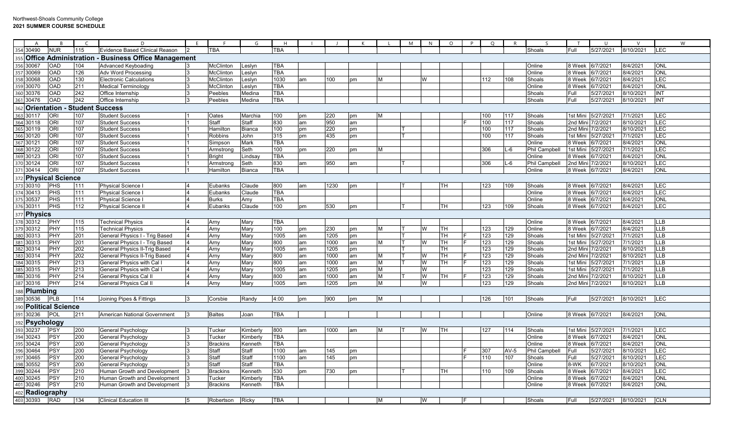| | A | B | C | D | E | F | G | H | I | J | K | L | M | N | O | P | Q | R | S | T | U | V | W |
|---|---|---|---|---|---|---|---|---|---|---|---|---|---|---|---|---|---|---|---|---|---|---|---|
| 354 | 30490 | NUR | 115 | Evidence Based Clinical Reason | 2 | TBA | | TBA | | | | | | | | | | | Shoals | Full | 5/27/2021 | 8/10/2021 | LEC |
| 355 | **Office Administration - Business Office Management** | | | | | | | | | | | | | | | | | | | | | | |
| 356 | 30067 | OAD | 104 | Advanced Keyboading | 3 | McClinton | Leslyn | TBA | | | | | | | | | | | Online | 8 Week | 6/7/2021 | 8/4/2021 | ONL |
| 357 | 30069 | OAD | 126 | Adv Word Processing | 3 | McClinton | Leslyn | TBA | | | | | | | | | | | Online | 8 Week | 6/7/2021 | 8/4/2021 | ONL |
| 358 | 30068 | OAD | 130 | Electronic Calculations | 3 | McClinton | Leslyn | 1030 | am | 100 | pm | M | | W | | | 112 | 108 | Shoals | 8 Week | 6/7/2021 | 8/4/2021 | LEC |
| 359 | 30070 | OAD | 211 | Medical Terminology | 3 | McClinton | Leslyn | TBA | | | | | | | | | | | Online | 8 Week | 6/7/2021 | 8/4/2021 | ONL |
| 360 | 30376 | OAD | 242 | Office Internship | 3 | Peebles | Medina | TBA | | | | | | | | | | | Shoals | Full | 5/27/2021 | 8/10/2021 | INT |
| 361 | 30476 | OAD | 242 | Office Internship | 3 | Peebles | Medina | TBA | | | | | | | | | | | Shoals | Full | 5/27/2021 | 8/10/2021 | INT |
| 362 | **Orientation - Student Success** | | | | | | | | | | | | | | | | | | | | | | |
| 363 | 30117 | ORI | 107 | Student Success | 1 | Oates | Marchia | 100 | pm | 220 | pm | M | | | | | 100 | 117 | Shoals | 1st Mini | 5/27/2021 | 7/1/2021 | LEC |
| 364 | 30118 | ORI | 107 | Student Success | 1 | Staff | Staff | 830 | am | 950 | am | | | | | F | 100 | 117 | Shoals | 2nd Mini | 7/2/2021 | 8/10/2021 | LEC |
| 365 | 30119 | ORI | 107 | Student Success | 1 | Hamilton | Bianca | 100 | pm | 220 | pm | | T | | | | 100 | 117 | Shoals | 2nd Mini | 7/2/2021 | 8/10/2021 | LEC |
| 366 | 30120 | ORI | 107 | Student Success | 1 | Robbins | John | 315 | pm | 435 | pm | | T | | | | 100 | 117 | Shoals | 1st Mini | 5/27/2021 | 7/1/2021 | LEC |
| 367 | 30121 | ORI | 107 | Student Success | 1 | Simpson | Mark | TBA | | | | | | | | | | | Online | 8 Week | 6/7/2021 | 8/4/2021 | ONL |
| 368 | 30122 | ORI | 107 | Student Success | 1 | Armstrong | Seth | 100 | pm | 220 | pm | M | | | | | 306 | L-6 | Phil Campbell | 1st Mini | 5/27/2021 | 7/1/2021 | LEC |
| 369 | 30123 | ORI | 107 | Student Success | 1 | Bright | Lindsay | TBA | | | | | | | | | | | Online | 8 Week | 6/7/2021 | 8/4/2021 | ONL |
| 370 | 30124 | ORI | 107 | Student Success | 1 | Armstrong | Seth | 830 | am | 950 | am | | T | | | | 306 | L-6 | Phil Campbell | 2nd Mini | 7/2/2021 | 8/10/2021 | LEC |
| 371 | 30414 | ORI | 107 | Student Success | 1 | Hamilton | Bianca | TBA | | | | | | | | | | | Online | 8 Week | 6/7/2021 | 8/4/2021 | ONL |
| 372 | **Physical Science** | | | | | | | | | | | | | | | | | | | | | | |
| 373 | 30310 | PHS | 111 | Physical Science I | 4 | Eubanks | Claude | 800 | am | 1230 | pm | | T | | TH | | 123 | 109 | Shoals | 8 Week | 6/7/2021 | 8/4/2021 | LEC |
| 374 | 30413 | PHS | 111 | Physical Science I | 4 | Eubanks | Claude | TBA | | | | | | | | | | | Online | 8 Week | 6/7/2021 | 8/4/2021 | LEC |
| 375 | 30537 | PHS | 111 | Physical Science I | 4 | Burks | Amy | TBA | | | | | | | | | | | Online | 8 Week | 6/7/2021 | 8/4/2021 | ONL |
| 376 | 30311 | PHS | 112 | Physical Science II | 4 | Eubanks | Claude | 100 | pm | 530 | pm | | T | | TH | | 123 | 109 | Shoals | 8 Week | 6/7/2021 | 8/4/2021 | LEC |
| 377 | **Physics** | | | | | | | | | | | | | | | | | | | | | | |
| 378 | 30312 | PHY | 115 | Technical Physics | 4 | Arny | Mary | TBA | | | | | | | | | | | Online | 8 Week | 6/7/2021 | 8/4/2021 | LLB |
| 379 | 30312 | PHY | 115 | Technical Physics | 4 | Arny | Mary | 100 | pm | 230 | pm | M | T | W | TH | | 123 | 129 | Online | 8 Week | 6/7/2021 | 8/4/2021 | LLB |
| 380 | 30313 | PHY | 201 | General Physics I - Trig Based | 4 | Arny | Mary | 1005 | am | 1205 | pm | | T | | TH | F | 123 | 129 | Shoals | 1st Mini | 5/27/2021 | 7/1/2021 | LLB |
| 381 | 30313 | PHY | 201 | General Physics I - Trig Based | 4 | Arny | Mary | 800 | am | 1000 | am | M | T | W | TH | F | 123 | 129 | Shoals | 1st Mini | 5/27/2021 | 7/1/2021 | LLB |
| 382 | 30314 | PHY | 202 | General Physics II-Trig Based | 4 | Arny | Mary | 1005 | am | 1205 | pm | | T | | TH | | 123 | 129 | Shoals | 2nd Mini | 7/2/2021 | 8/10/2021 | LLB |
| 383 | 30314 | PHY | 202 | General Physics II-Trig Based | 4 | Arny | Mary | 800 | am | 1000 | am | M | T | W | TH | F | 123 | 129 | Shoals | 2nd Mini | 7/2/2021 | 8/10/2021 | LLB |
| 384 | 30315 | PHY | 213 | General Physics with Cal I | 4 | Arny | Mary | 800 | am | 1000 | am | M | T | W | TH | F | 123 | 129 | Shoals | 1st Mini | 5/27/2021 | 7/1/2021 | LLB |
| 385 | 30315 | PHY | 213 | General Physics with Cal I | 4 | Arny | Mary | 1005 | am | 1205 | pm | M | | W | | | 123 | 129 | Shoals | 1st Mini | 5/27/2021 | 7/1/2021 | LLB |
| 386 | 30316 | PHY | 214 | General Physics Cal II | 4 | Arny | Mary | 800 | am | 1000 | am | M | T | W | TH | F | 123 | 129 | Shoals | 2nd Mini | 7/2/2021 | 8/10/2021 | LLB |
| 387 | 30316 | PHY | 214 | General Physics Cal II | 4 | Arny | Mary | 1005 | am | 1205 | pm | M | | W | | | 123 | 129 | Shoals | 2nd Mini | 7/2/2021 | 8/10/2021 | LLB |
| 388 | **Plumbing** | | | | | | | | | | | | | | | | | | | | | | |
| 389 | 30536 | PLB | 114 | Joining Pipes & Fittings | 3 | Corsbie | Randy | 4:00 | pm | 900 | pm | M | | | | | 126 | 101 | Shoals | Full | 5/27/2021 | 8/10/2021 | LEC |
| 390 | **Political Science** | | | | | | | | | | | | | | | | | | | | | | |
| 391 | 30236 | POL | 211 | American National Government | 3 | Baltes | Joan | TBA | | | | | | | | | | | Online | 8 Week | 6/7/2021 | 8/4/2021 | ONL |
| 392 | **Psychology** | | | | | | | | | | | | | | | | | | | | | | |
| 393 | 30237 | PSY | 200 | General Psychology | 3 | Tucker | Kimberly | 800 | am | 1000 | am | M | T | W | TH | | 127 | 114 | Shoals | 1st Mini | 5/27/2021 | 7/1/2021 | LEC |
| 394 | 30243 | PSY | 200 | General Psychology | 3 | Tucker | Kimberly | TBA | | | | | | | | | | | Online | 8 Week | 6/7/2021 | 8/4/2021 | ONL |
| 395 | 30424 | PSY | 200 | General Psychology | 3 | Brackins | Kenneth | TBA | | | | | | | | | | | Online | 8 Week | 6/7/2021 | 8/4/2021 | ONL |
| 396 | 30464 | PSY | 200 | General Psychology | 3 | Staff | Staff | 1100 | am | 145 | pm | | | | | F | 307 | AV-5 | Phil Campbell | Full | 5/27/2021 | 8/10/2021 | LEC |
| 397 | 30465 | PSY | 200 | General Psychology | 3 | Staff | Staff | 1100 | am | 145 | pm | | | | | F | 110 | 107 | Shoals | Full | 5/27/2021 | 8/10/2021 | LEC |
| 398 | 30552 | PSY | 200 | General Psychology | 3 | Staff | Staff | TBA | | | | | | | | | | | Online | 8-WK | 6/7/2021 | 8/10/2021 | ONL |
| 399 | 30244 | PSY | 210 | Human Growth and Development | 3 | Brackins | Kenneth | 530 | pm | 730 | pm | | T | | TH | | 110 | 109 | Shoals | 8 Week | 6/7/2021 | 8/4/2021 | LEC |
| 400 | 30245 | PSY | 210 | Human Growth and Development | 3 | Tucker | Kimberly | TBA | | | | | | | | | | | Online | 8 Week | 6/7/2021 | 8/4/2021 | ONL |
| 401 | 30246 | PSY | 210 | Human Growth and Development | 3 | Brackins | Kenneth | TBA | | | | | | | | | | | Online | 8 Week | 6/7/2021 | 8/4/2021 | ONL |
| 402 | **Radiography** | | | | | | | | | | | | | | | | | | | | | | |
| 403 | 30393 | RAD | 134 | Clinical Education III | 5 | Robertson | Ricky | TBA | | | | M | | W | | F | | | Shoals | Full | 5/27/2021 | 8/10/2021 | CLN |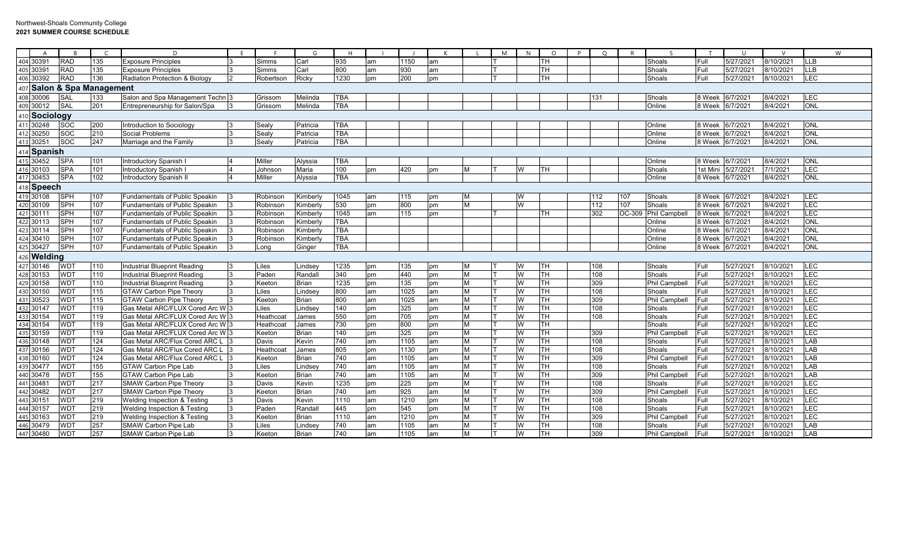Northwest-Shoals Community College
**2021 SUMMER COURSE SCHEDULE**

| | A | B | C | D | E | F | G | H | I | J | K | L | M | N | O | P | Q | R | S | T | U | V | W |
|---|---|---|---|---|---|---|---|---|---|---|---|---|---|---|---|---|---|---|---|---|---|---|---|
| 404 | 30391 | RAD | 135 | Exposure Principles | 3 | Simms | Carl | 935 | am | 1150 | am | | T | | TH | | | | Shoals | Full | 5/27/2021 | 8/10/2021 | LLB |
| 405 | 30391 | RAD | 135 | Exposure Principles | 3 | Simms | Carl | 800 | am | 930 | am | | T | | TH | | | | Shoals | Full | 5/27/2021 | 8/10/2021 | LLB |
| 406 | 30392 | RAD | 136 | Radiation Protection & Biology | 2 | Robertson | Ricky | 1230 | pm | 200 | pm | | T | | TH | | | | Shoals | Full | 5/27/2021 | 8/10/2021 | LEC |
| 407 | **Salon & Spa Management** | | | | | | | | | | | | | | | | | | | | | | |
| 408 | 30006 | SAL | 133 | Salon and Spa Management Techn | 3 | Grissom | Melinda | TBA | | | | | | | | | 131 | | Shoals | 8 Week | 6/7/2021 | 8/4/2021 | LEC |
| 409 | 30012 | SAL | 201 | Entrepreneurship for Salon/Spa | 3 | Grissom | Melinda | TBA | | | | | | | | | | | Online | 8 Week | 6/7/2021 | 8/4/2021 | ONL |
| 410 | **Sociology** | | | | | | | | | | | | | | | | | | | | | | |
| 411 | 30248 | SOC | 200 | Introduction to Sociology | 3 | Sealy | Patricia | TBA | | | | | | | | | | | Online | 8 Week | 6/7/2021 | 8/4/2021 | ONL |
| 412 | 30250 | SOC | 210 | Social Problems | 3 | Sealy | Patricia | TBA | | | | | | | | | | | Online | 8 Week | 6/7/2021 | 8/4/2021 | ONL |
| 413 | 30251 | SOC | 247 | Marriage and the Family | 3 | Sealy | Patricia | TBA | | | | | | | | | | | Online | 8 Week | 6/7/2021 | 8/4/2021 | ONL |
| 414 | **Spanish** | | | | | | | | | | | | | | | | | | | | | | |
| 415 | 30452 | SPA | 101 | Introductory Spanish I | 4 | Miller | Alyssia | TBA | | | | | | | | | | | Online | 8 Week | 6/7/2021 | 8/4/2021 | ONL |
| 416 | 30103 | SPA | 101 | Introductory Spanish I | 4 | Johnson | Maria | 100 | pm | 420 | pm | M | T | W | TH | | | | Shoals | 1st Mini | 5/27/2021 | 7/1/2021 | LEC |
| 417 | 30453 | SPA | 102 | Introductory Spanish II | 4 | Miller | Alyssia | TBA | | | | | | | | | | | Online | 8 Week | 6/7/2021 | 8/4/2021 | ONL |
| 418 | **Speech** | | | | | | | | | | | | | | | | | | | | | | |
| 419 | 30108 | SPH | 107 | Fundamentals of Public Speakin | 3 | Robinson | Kimberly | 1045 | am | 115 | pm | M | | W | | | 112 | 107 | Shoals | 8 Week | 6/7/2021 | 8/4/2021 | LEC |
| 420 | 30109 | SPH | 107 | Fundamentals of Public Speakin | 3 | Robinson | Kimberly | 530 | pm | 800 | pm | M | | W | | | 112 | 107 | Shoals | 8 Week | 6/7/2021 | 8/4/2021 | LEC |
| 421 | 30111 | SPH | 107 | Fundamentals of Public Speakin | 3 | Robinson | Kimberly | 1045 | am | 115 | pm | | T | | TH | | 302 | OC-309 | Phil Campbell | 8 Week | 6/7/2021 | 8/4/2021 | LEC |
| 422 | 30113 | SPH | 107 | Fundamentals of Public Speakin | 3 | Robinson | Kimberly | TBA | | | | | | | | | | | Online | 8 Week | 6/7/2021 | 8/4/2021 | ONL |
| 423 | 30114 | SPH | 107 | Fundamentals of Public Speakin | 3 | Robinson | Kimberly | TBA | | | | | | | | | | | Online | 8 Week | 6/7/2021 | 8/4/2021 | ONL |
| 424 | 30410 | SPH | 107 | Fundamentals of Public Speakin | 3 | Robinson | Kimberly | TBA | | | | | | | | | | | Online | 8 Week | 6/7/2021 | 8/4/2021 | ONL |
| 425 | 30427 | SPH | 107 | Fundamentals of Public Speakin | 3 | Long | Ginger | TBA | | | | | | | | | | | Online | 8 Week | 6/7/2021 | 8/4/2021 | ONL |
| 426 | **Welding** | | | | | | | | | | | | | | | | | | | | | | |
| 427 | 30146 | WDT | 110 | Industrial Blueprint Reading | 3 | Liles | Lindsey | 1235 | pm | 135 | pm | M | T | W | TH | | 108 | | Shoals | Full | 5/27/2021 | 8/10/2021 | LEC |
| 428 | 30153 | WDT | 110 | Industrial Blueprint Reading | 3 | Paden | Randall | 340 | pm | 440 | pm | M | T | W | TH | | 108 | | Shoals | Full | 5/27/2021 | 8/10/2021 | LEC |
| 429 | 30158 | WDT | 110 | Industrial Blueprint Reading | 3 | Keeton | Brian | 1235 | pm | 135 | pm | M | T | W | TH | | 309 | | Phil Campbell | Full | 5/27/2021 | 8/10/2021 | LEC |
| 430 | 30150 | WDT | 115 | GTAW Carbon Pipe Theory | 3 | Liles | Lindsey | 800 | am | 1025 | am | M | T | W | TH | | 108 | | Shoals | Full | 5/27/2021 | 8/10/2021 | LEC |
| 431 | 30523 | WDT | 115 | GTAW Carbon Pipe Theory | 3 | Keeton | Brian | 800 | am | 1025 | am | M | T | W | TH | | 309 | | Phil Campbell | Full | 5/27/2021 | 8/10/2021 | LEC |
| 432 | 30147 | WDT | 119 | Gas Metal ARC/FLUX Cored Arc W | 3 | Liles | Lindsey | 140 | pm | 325 | pm | M | T | W | TH | | 108 | | Shoals | Full | 5/27/2021 | 8/10/2021 | LEC |
| 433 | 30154 | WDT | 119 | Gas Metal ARC/FLUX Cored Arc W | 3 | Heathcoat | James | 550 | pm | 705 | pm | M | T | W | TH | | 108 | | Shoals | Full | 5/27/2021 | 8/10/2021 | LEC |
| 434 | 30154 | WDT | 119 | Gas Metal ARC/FLUX Cored Arc W | 3 | Heathcoat | James | 730 | pm | 800 | pm | M | T | W | TH | | | | Shoals | Full | 5/27/2021 | 8/10/2021 | LEC |
| 435 | 30159 | WDT | 119 | Gas Metal ARC/FLUX Cored Arc W | 3 | Keeton | Brian | 140 | pm | 325 | pm | M | T | W | TH | | 309 | | Phil Campbell | Full | 5/27/2021 | 8/10/2021 | LEC |
| 436 | 30148 | WDT | 124 | Gas Metal ARC/Flux Cored ARC L | 3 | Davis | Kevin | 740 | am | 1105 | am | M | T | W | TH | | 108 | | Shoals | Full | 5/27/2021 | 8/10/2021 | LAB |
| 437 | 30156 | WDT | 124 | Gas Metal ARC/Flux Cored ARC L | 3 | Heathcoat | James | 805 | pm | 1130 | pm | M | T | W | TH | | 108 | | Shoals | Full | 5/27/2021 | 8/10/2021 | LAB |
| 438 | 30160 | WDT | 124 | Gas Metal ARC/Flux Cored ARC L | 3 | Keeton | Brian | 740 | am | 1105 | am | M | T | W | TH | | 309 | | Phil Campbell | Full | 5/27/2021 | 8/10/2021 | LAB |
| 439 | 30477 | WDT | 155 | GTAW Carbon Pipe Lab | 3 | Liles | Lindsey | 740 | am | 1105 | am | M | T | W | TH | | 108 | | Shoals | Full | 5/27/2021 | 8/10/2021 | LAB |
| 440 | 30478 | WDT | 155 | GTAW Carbon Pipe Lab | 3 | Keeton | Brian | 740 | am | 1105 | am | M | T | W | TH | | 309 | | Phil Campbell | Full | 5/27/2021 | 8/10/2021 | LAB |
| 441 | 30481 | WDT | 217 | SMAW Carbon Pipe Theory | 3 | Davis | Kevin | 1235 | pm | 225 | pm | M | T | W | TH | | 108 | | Shoals | Full | 5/27/2021 | 8/10/2021 | LEC |
| 442 | 30482 | WDT | 217 | SMAW Carbon Pipe Theory | 3 | Keeton | Brian | 740 | am | 925 | am | M | T | W | TH | | 309 | | Phil Campbell | Full | 5/27/2021 | 8/10/2021 | LEC |
| 443 | 30151 | WDT | 219 | Welding Inspection & Testing | 3 | Davis | Kevin | 1110 | am | 1210 | pm | M | T | W | TH | | 108 | | Shoals | Full | 5/27/2021 | 8/10/2021 | LEC |
| 444 | 30157 | WDT | 219 | Welding Inspection & Testing | 3 | Paden | Randall | 445 | pm | 545 | pm | M | T | W | TH | | 108 | | Shoals | Full | 5/27/2021 | 8/10/2021 | LEC |
| 445 | 30163 | WDT | 219 | Welding Inspection & Testing | 3 | Keeton | Brian | 1110 | am | 1210 | pm | M | T | W | TH | | 309 | | Phil Campbell | Full | 5/27/2021 | 8/10/2021 | LEC |
| 446 | 30479 | WDT | 257 | SMAW Carbon Pipe Lab | 3 | Liles | Lindsey | 740 | am | 1105 | am | M | T | W | TH | | 108 | | Shoals | Full | 5/27/2021 | 8/10/2021 | LAB |
| 447 | 30480 | WDT | 257 | SMAW Carbon Pipe Lab | 3 | Keeton | Brian | 740 | am | 1105 | am | M | T | W | TH | | 309 | | Phil Campbell | Full | 5/27/2021 | 8/10/2021 | LAB |